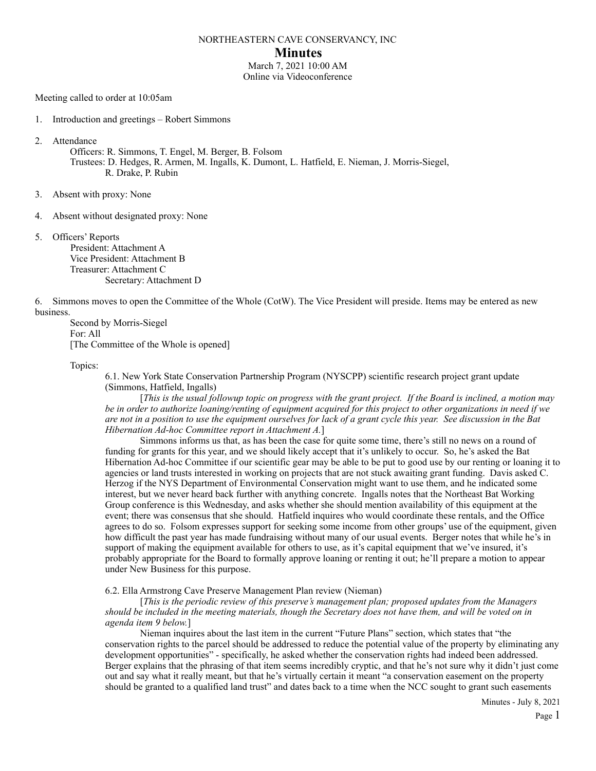NORTHEASTERN CAVE CONSERVANCY, INC

# Minutes

March 7, 2021 10:00 AM
Online via Videoconference

Meeting called to order at 10:05am

1. Introduction and greetings – Robert Simmons

2. Attendance
   Officers: R. Simmons, T. Engel, M. Berger, B. Folsom
   Trustees: D. Hedges, R. Armen, M. Ingalls, K. Dumont, L. Hatfield, E. Nieman, J. Morris-Siegel, R. Drake, P. Rubin

3. Absent with proxy: None

4. Absent without designated proxy: None

5. Officers' Reports
   President: Attachment A
   Vice President: Attachment B
   Treasurer: Attachment C
   Secretary: Attachment D

6. Simmons moves to open the Committee of the Whole (CotW). The Vice President will preside. Items may be entered as new business.
   Second by Morris-Siegel
   For: All
   [The Committee of the Whole is opened]

   Topics:

   6.1. New York State Conservation Partnership Program (NYSCPP) scientific research project grant update (Simmons, Hatfield, Ingalls)

   [*This is the usual followup topic on progress with the grant project. If the Board is inclined, a motion may be in order to authorize loaning/renting of equipment acquired for this project to other organizations in need if we are not in a position to use the equipment ourselves for lack of a grant cycle this year. See discussion in the Bat Hibernation Ad-hoc Committee report in Attachment A.*]

   Simmons informs us that, as has been the case for quite some time, there's still no news on a round of funding for grants for this year, and we should likely accept that it's unlikely to occur. So, he's asked the Bat Hibernation Ad-hoc Committee if our scientific gear may be able to be put to good use by our renting or loaning it to agencies or land trusts interested in working on projects that are not stuck awaiting grant funding. Davis asked C. Herzog if the NYS Department of Environmental Conservation might want to use them, and he indicated some interest, but we never heard back further with anything concrete. Ingalls notes that the Northeast Bat Working Group conference is this Wednesday, and asks whether she should mention availability of this equipment at the event; there was consensus that she should. Hatfield inquires who would coordinate these rentals, and the Office agrees to do so. Folsom expresses support for seeking some income from other groups' use of the equipment, given how difficult the past year has made fundraising without many of our usual events. Berger notes that while he's in support of making the equipment available for others to use, as it's capital equipment that we've insured, it's probably appropriate for the Board to formally approve loaning or renting it out; he'll prepare a motion to appear under New Business for this purpose.

   6.2. Ella Armstrong Cave Preserve Management Plan review (Nieman)

   [*This is the periodic review of this preserve's management plan; proposed updates from the Managers should be included in the meeting materials, though the Secretary does not have them, and will be voted on in agenda item 9 below.*]

   Nieman inquires about the last item in the current "Future Plans" section, which states that "the conservation rights to the parcel should be addressed to reduce the potential value of the property by eliminating any development opportunities" - specifically, he asked whether the conservation rights had indeed been addressed. Berger explains that the phrasing of that item seems incredibly cryptic, and that he's not sure why it didn't just come out and say what it really meant, but that he's virtually certain it meant "a conservation easement on the property should be granted to a qualified land trust" and dates back to a time when the NCC sought to grant such easements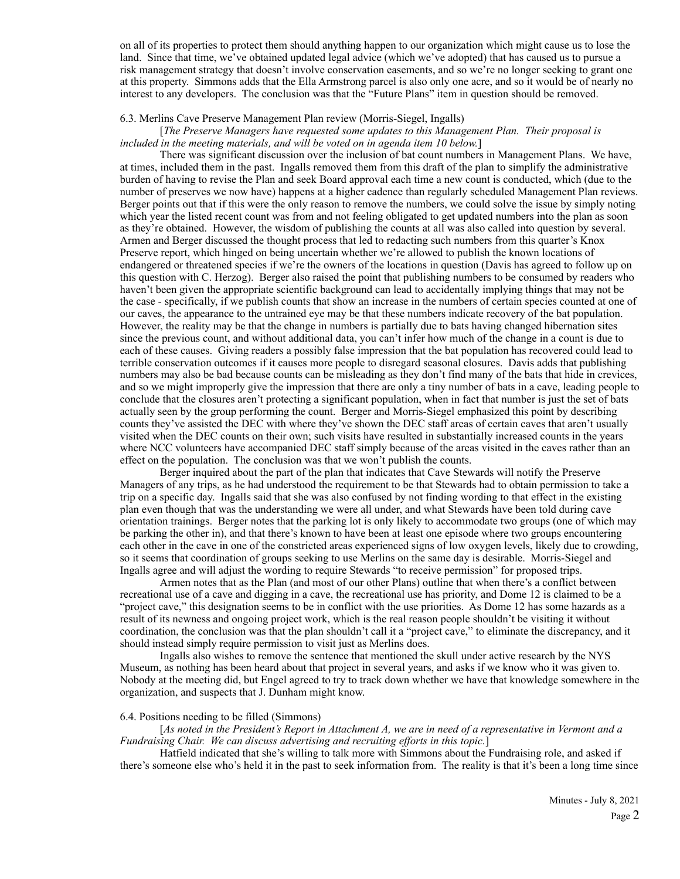on all of its properties to protect them should anything happen to our organization which might cause us to lose the land. Since that time, we've obtained updated legal advice (which we've adopted) that has caused us to pursue a risk management strategy that doesn't involve conservation easements, and so we're no longer seeking to grant one at this property. Simmons adds that the Ella Armstrong parcel is also only one acre, and so it would be of nearly no interest to any developers. The conclusion was that the "Future Plans" item in question should be removed.

6.3. Merlins Cave Preserve Management Plan review (Morris-Siegel, Ingalls)

[*The Preserve Managers have requested some updates to this Management Plan. Their proposal is included in the meeting materials, and will be voted on in agenda item 10 below.*]

There was significant discussion over the inclusion of bat count numbers in Management Plans. We have, at times, included them in the past. Ingalls removed them from this draft of the plan to simplify the administrative burden of having to revise the Plan and seek Board approval each time a new count is conducted, which (due to the number of preserves we now have) happens at a higher cadence than regularly scheduled Management Plan reviews. Berger points out that if this were the only reason to remove the numbers, we could solve the issue by simply noting which year the listed recent count was from and not feeling obligated to get updated numbers into the plan as soon as they're obtained. However, the wisdom of publishing the counts at all was also called into question by several. Armen and Berger discussed the thought process that led to redacting such numbers from this quarter's Knox Preserve report, which hinged on being uncertain whether we're allowed to publish the known locations of endangered or threatened species if we're the owners of the locations in question (Davis has agreed to follow up on this question with C. Herzog). Berger also raised the point that publishing numbers to be consumed by readers who haven't been given the appropriate scientific background can lead to accidentally implying things that may not be the case - specifically, if we publish counts that show an increase in the numbers of certain species counted at one of our caves, the appearance to the untrained eye may be that these numbers indicate recovery of the bat population. However, the reality may be that the change in numbers is partially due to bats having changed hibernation sites since the previous count, and without additional data, you can't infer how much of the change in a count is due to each of these causes. Giving readers a possibly false impression that the bat population has recovered could lead to terrible conservation outcomes if it causes more people to disregard seasonal closures. Davis adds that publishing numbers may also be bad because counts can be misleading as they don't find many of the bats that hide in crevices, and so we might improperly give the impression that there are only a tiny number of bats in a cave, leading people to conclude that the closures aren't protecting a significant population, when in fact that number is just the set of bats actually seen by the group performing the count. Berger and Morris-Siegel emphasized this point by describing counts they've assisted the DEC with where they've shown the DEC staff areas of certain caves that aren't usually visited when the DEC counts on their own; such visits have resulted in substantially increased counts in the years where NCC volunteers have accompanied DEC staff simply because of the areas visited in the caves rather than an effect on the population. The conclusion was that we won't publish the counts.

Berger inquired about the part of the plan that indicates that Cave Stewards will notify the Preserve Managers of any trips, as he had understood the requirement to be that Stewards had to obtain permission to take a trip on a specific day. Ingalls said that she was also confused by not finding wording to that effect in the existing plan even though that was the understanding we were all under, and what Stewards have been told during cave orientation trainings. Berger notes that the parking lot is only likely to accommodate two groups (one of which may be parking the other in), and that there's known to have been at least one episode where two groups encountering each other in the cave in one of the constricted areas experienced signs of low oxygen levels, likely due to crowding, so it seems that coordination of groups seeking to use Merlins on the same day is desirable. Morris-Siegel and Ingalls agree and will adjust the wording to require Stewards "to receive permission" for proposed trips.

Armen notes that as the Plan (and most of our other Plans) outline that when there's a conflict between recreational use of a cave and digging in a cave, the recreational use has priority, and Dome 12 is claimed to be a "project cave," this designation seems to be in conflict with the use priorities. As Dome 12 has some hazards as a result of its newness and ongoing project work, which is the real reason people shouldn't be visiting it without coordination, the conclusion was that the plan shouldn't call it a "project cave," to eliminate the discrepancy, and it should instead simply require permission to visit just as Merlins does.

Ingalls also wishes to remove the sentence that mentioned the skull under active research by the NYS Museum, as nothing has been heard about that project in several years, and asks if we know who it was given to. Nobody at the meeting did, but Engel agreed to try to track down whether we have that knowledge somewhere in the organization, and suspects that J. Dunham might know.

6.4. Positions needing to be filled (Simmons)

[*As noted in the President's Report in Attachment A, we are in need of a representative in Vermont and a Fundraising Chair. We can discuss advertising and recruiting efforts in this topic.*]

Hatfield indicated that she's willing to talk more with Simmons about the Fundraising role, and asked if there's someone else who's held it in the past to seek information from. The reality is that it's been a long time since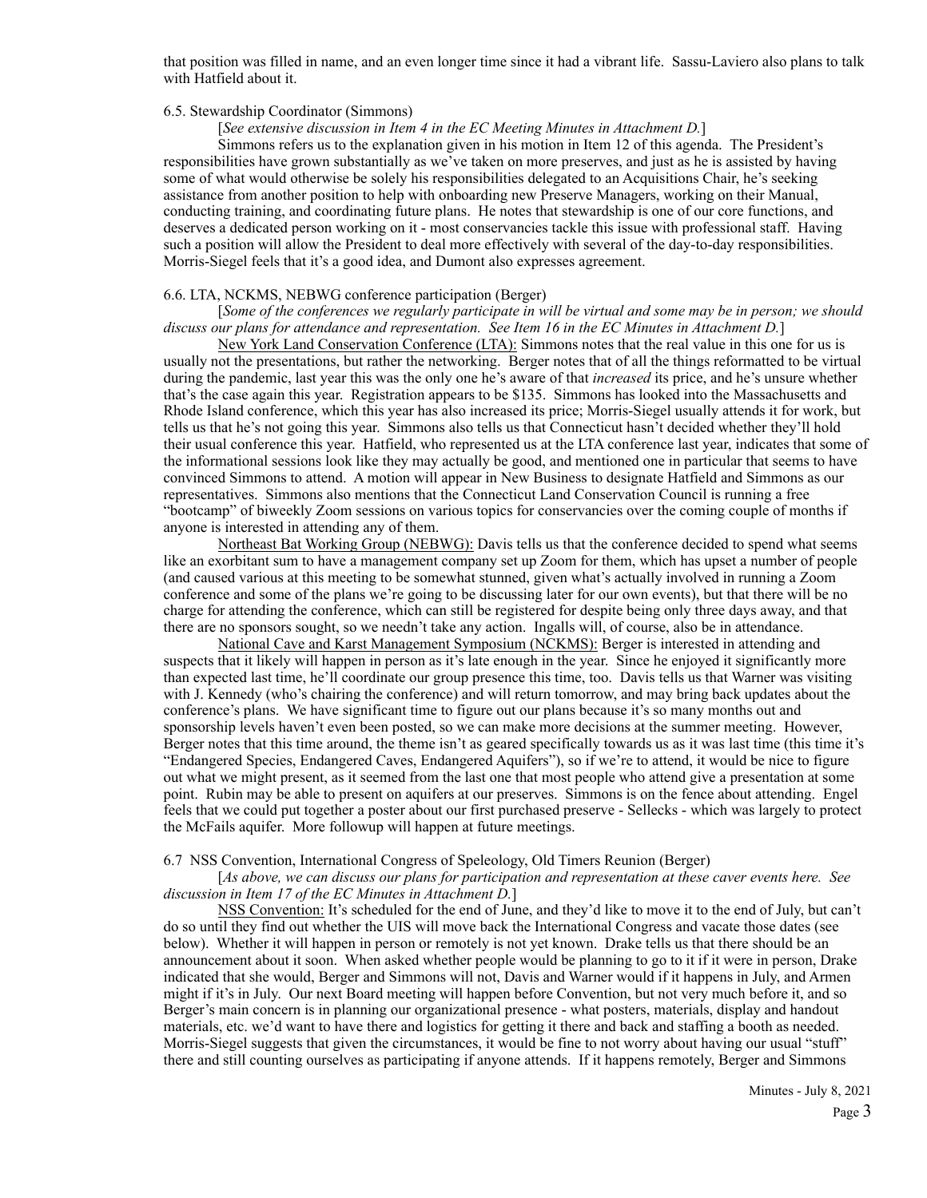that position was filled in name, and an even longer time since it had a vibrant life. Sassu-Laviero also plans to talk with Hatfield about it.

6.5. Stewardship Coordinator (Simmons)

[*See extensive discussion in Item 4 in the EC Meeting Minutes in Attachment D.*]

Simmons refers us to the explanation given in his motion in Item 12 of this agenda. The President's responsibilities have grown substantially as we've taken on more preserves, and just as he is assisted by having some of what would otherwise be solely his responsibilities delegated to an Acquisitions Chair, he's seeking assistance from another position to help with onboarding new Preserve Managers, working on their Manual, conducting training, and coordinating future plans. He notes that stewardship is one of our core functions, and deserves a dedicated person working on it - most conservancies tackle this issue with professional staff. Having such a position will allow the President to deal more effectively with several of the day-to-day responsibilities. Morris-Siegel feels that it's a good idea, and Dumont also expresses agreement.

6.6. LTA, NCKMS, NEBWG conference participation (Berger)

[*Some of the conferences we regularly participate in will be virtual and some may be in person; we should discuss our plans for attendance and representation. See Item 16 in the EC Minutes in Attachment D.*]

New York Land Conservation Conference (LTA): Simmons notes that the real value in this one for us is usually not the presentations, but rather the networking. Berger notes that of all the things reformatted to be virtual during the pandemic, last year this was the only one he's aware of that *increased* its price, and he's unsure whether that's the case again this year. Registration appears to be $135. Simmons has looked into the Massachusetts and Rhode Island conference, which this year has also increased its price; Morris-Siegel usually attends it for work, but tells us that he's not going this year. Simmons also tells us that Connecticut hasn't decided whether they'll hold their usual conference this year. Hatfield, who represented us at the LTA conference last year, indicates that some of the informational sessions look like they may actually be good, and mentioned one in particular that seems to have convinced Simmons to attend. A motion will appear in New Business to designate Hatfield and Simmons as our representatives. Simmons also mentions that the Connecticut Land Conservation Council is running a free "bootcamp" of biweekly Zoom sessions on various topics for conservancies over the coming couple of months if anyone is interested in attending any of them.

Northeast Bat Working Group (NEBWG): Davis tells us that the conference decided to spend what seems like an exorbitant sum to have a management company set up Zoom for them, which has upset a number of people (and caused various at this meeting to be somewhat stunned, given what's actually involved in running a Zoom conference and some of the plans we're going to be discussing later for our own events), but that there will be no charge for attending the conference, which can still be registered for despite being only three days away, and that there are no sponsors sought, so we needn't take any action. Ingalls will, of course, also be in attendance.

National Cave and Karst Management Symposium (NCKMS): Berger is interested in attending and suspects that it likely will happen in person as it's late enough in the year. Since he enjoyed it significantly more than expected last time, he'll coordinate our group presence this time, too. Davis tells us that Warner was visiting with J. Kennedy (who's chairing the conference) and will return tomorrow, and may bring back updates about the conference's plans. We have significant time to figure out our plans because it's so many months out and sponsorship levels haven't even been posted, so we can make more decisions at the summer meeting. However, Berger notes that this time around, the theme isn't as geared specifically towards us as it was last time (this time it's "Endangered Species, Endangered Caves, Endangered Aquifers"), so if we're to attend, it would be nice to figure out what we might present, as it seemed from the last one that most people who attend give a presentation at some point. Rubin may be able to present on aquifers at our preserves. Simmons is on the fence about attending. Engel feels that we could put together a poster about our first purchased preserve - Sellecks - which was largely to protect the McFails aquifer. More followup will happen at future meetings.

6.7 NSS Convention, International Congress of Speleology, Old Timers Reunion (Berger)

[*As above, we can discuss our plans for participation and representation at these caver events here. See discussion in Item 17 of the EC Minutes in Attachment D.*]

NSS Convention: It's scheduled for the end of June, and they'd like to move it to the end of July, but can't do so until they find out whether the UIS will move back the International Congress and vacate those dates (see below). Whether it will happen in person or remotely is not yet known. Drake tells us that there should be an announcement about it soon. When asked whether people would be planning to go to it if it were in person, Drake indicated that she would, Berger and Simmons will not, Davis and Warner would if it happens in July, and Armen might if it's in July. Our next Board meeting will happen before Convention, but not very much before it, and so Berger's main concern is in planning our organizational presence - what posters, materials, display and handout materials, etc. we'd want to have there and logistics for getting it there and back and staffing a booth as needed. Morris-Siegel suggests that given the circumstances, it would be fine to not worry about having our usual "stuff" there and still counting ourselves as participating if anyone attends. If it happens remotely, Berger and Simmons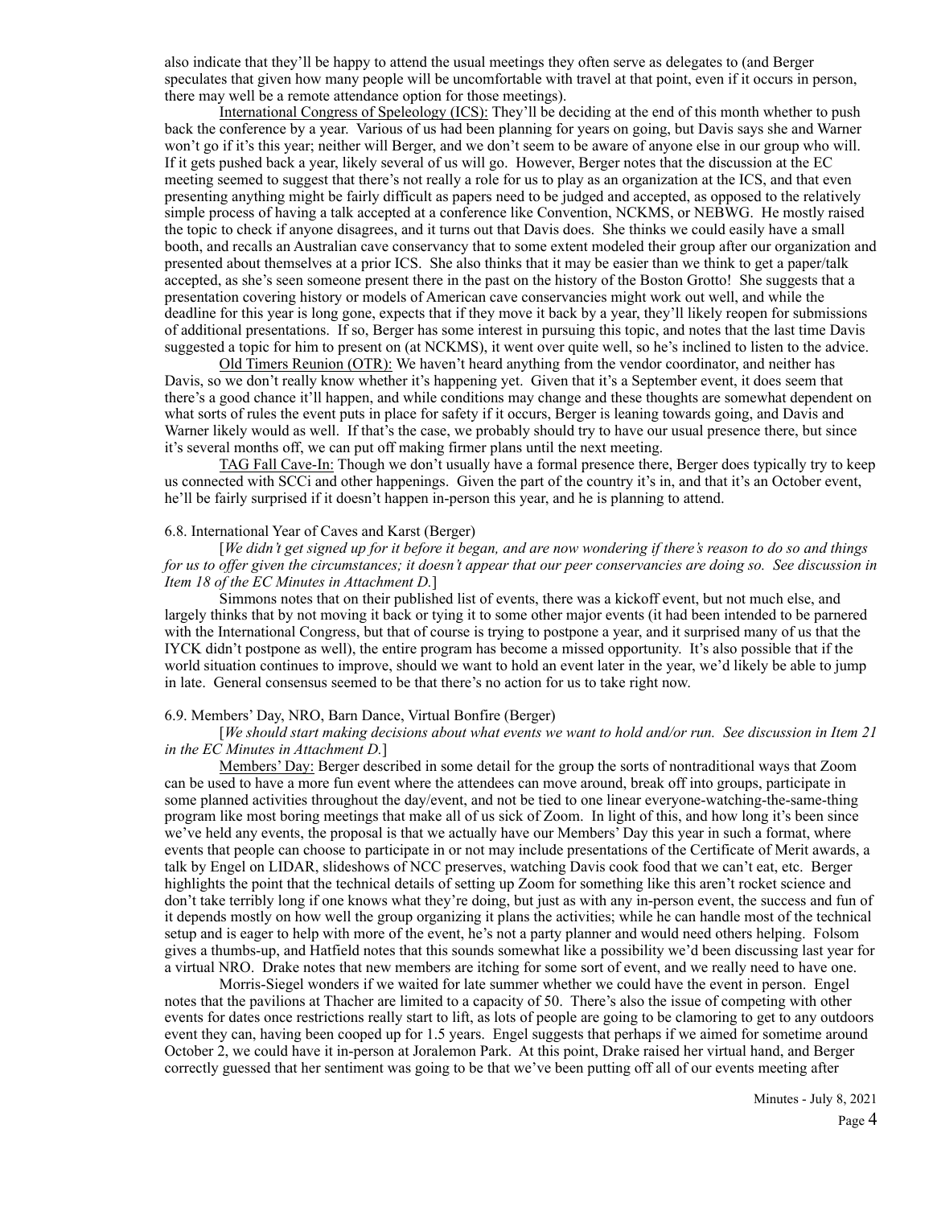also indicate that they'll be happy to attend the usual meetings they often serve as delegates to (and Berger speculates that given how many people will be uncomfortable with travel at that point, even if it occurs in person, there may well be a remote attendance option for those meetings).

International Congress of Speleology (ICS): They'll be deciding at the end of this month whether to push back the conference by a year. Various of us had been planning for years on going, but Davis says she and Warner won't go if it's this year; neither will Berger, and we don't seem to be aware of anyone else in our group who will. If it gets pushed back a year, likely several of us will go. However, Berger notes that the discussion at the EC meeting seemed to suggest that there's not really a role for us to play as an organization at the ICS, and that even presenting anything might be fairly difficult as papers need to be judged and accepted, as opposed to the relatively simple process of having a talk accepted at a conference like Convention, NCKMS, or NEBWG. He mostly raised the topic to check if anyone disagrees, and it turns out that Davis does. She thinks we could easily have a small booth, and recalls an Australian cave conservancy that to some extent modeled their group after our organization and presented about themselves at a prior ICS. She also thinks that it may be easier than we think to get a paper/talk accepted, as she's seen someone present there in the past on the history of the Boston Grotto! She suggests that a presentation covering history or models of American cave conservancies might work out well, and while the deadline for this year is long gone, expects that if they move it back by a year, they'll likely reopen for submissions of additional presentations. If so, Berger has some interest in pursuing this topic, and notes that the last time Davis suggested a topic for him to present on (at NCKMS), it went over quite well, so he's inclined to listen to the advice.

Old Timers Reunion (OTR): We haven't heard anything from the vendor coordinator, and neither has Davis, so we don't really know whether it's happening yet. Given that it's a September event, it does seem that there's a good chance it'll happen, and while conditions may change and these thoughts are somewhat dependent on what sorts of rules the event puts in place for safety if it occurs, Berger is leaning towards going, and Davis and Warner likely would as well. If that's the case, we probably should try to have our usual presence there, but since it's several months off, we can put off making firmer plans until the next meeting.

TAG Fall Cave-In: Though we don't usually have a formal presence there, Berger does typically try to keep us connected with SCCi and other happenings. Given the part of the country it's in, and that it's an October event, he'll be fairly surprised if it doesn't happen in-person this year, and he is planning to attend.

6.8. International Year of Caves and Karst (Berger)

[*We didn't get signed up for it before it began, and are now wondering if there's reason to do so and things for us to offer given the circumstances; it doesn't appear that our peer conservancies are doing so. See discussion in Item 18 of the EC Minutes in Attachment D.*]

Simmons notes that on their published list of events, there was a kickoff event, but not much else, and largely thinks that by not moving it back or tying it to some other major events (it had been intended to be parnered with the International Congress, but that of course is trying to postpone a year, and it surprised many of us that the IYCK didn't postpone as well), the entire program has become a missed opportunity. It's also possible that if the world situation continues to improve, should we want to hold an event later in the year, we'd likely be able to jump in late. General consensus seemed to be that there's no action for us to take right now.

6.9. Members' Day, NRO, Barn Dance, Virtual Bonfire (Berger)

[*We should start making decisions about what events we want to hold and/or run. See discussion in Item 21 in the EC Minutes in Attachment D.*]

Members' Day: Berger described in some detail for the group the sorts of nontraditional ways that Zoom can be used to have a more fun event where the attendees can move around, break off into groups, participate in some planned activities throughout the day/event, and not be tied to one linear everyone-watching-the-same-thing program like most boring meetings that make all of us sick of Zoom. In light of this, and how long it's been since we've held any events, the proposal is that we actually have our Members' Day this year in such a format, where events that people can choose to participate in or not may include presentations of the Certificate of Merit awards, a talk by Engel on LIDAR, slideshows of NCC preserves, watching Davis cook food that we can't eat, etc. Berger highlights the point that the technical details of setting up Zoom for something like this aren't rocket science and don't take terribly long if one knows what they're doing, but just as with any in-person event, the success and fun of it depends mostly on how well the group organizing it plans the activities; while he can handle most of the technical setup and is eager to help with more of the event, he's not a party planner and would need others helping. Folsom gives a thumbs-up, and Hatfield notes that this sounds somewhat like a possibility we'd been discussing last year for a virtual NRO. Drake notes that new members are itching for some sort of event, and we really need to have one.

Morris-Siegel wonders if we waited for late summer whether we could have the event in person. Engel notes that the pavilions at Thacher are limited to a capacity of 50. There's also the issue of competing with other events for dates once restrictions really start to lift, as lots of people are going to be clamoring to get to any outdoors event they can, having been cooped up for 1.5 years. Engel suggests that perhaps if we aimed for sometime around October 2, we could have it in-person at Joralemon Park. At this point, Drake raised her virtual hand, and Berger correctly guessed that her sentiment was going to be that we've been putting off all of our events meeting after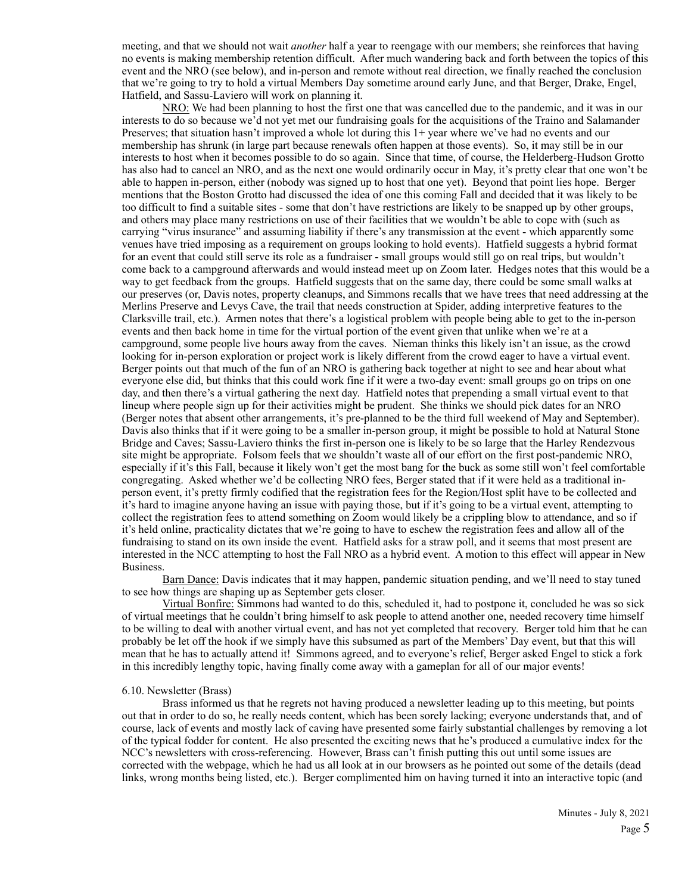meeting, and that we should not wait *another* half a year to reengage with our members; she reinforces that having no events is making membership retention difficult. After much wandering back and forth between the topics of this event and the NRO (see below), and in-person and remote without real direction, we finally reached the conclusion that we're going to try to hold a virtual Members Day sometime around early June, and that Berger, Drake, Engel, Hatfield, and Sassu-Laviero will work on planning it.

NRO: We had been planning to host the first one that was cancelled due to the pandemic, and it was in our interests to do so because we'd not yet met our fundraising goals for the acquisitions of the Traino and Salamander Preserves; that situation hasn't improved a whole lot during this 1+ year where we've had no events and our membership has shrunk (in large part because renewals often happen at those events). So, it may still be in our interests to host when it becomes possible to do so again. Since that time, of course, the Helderberg-Hudson Grotto has also had to cancel an NRO, and as the next one would ordinarily occur in May, it's pretty clear that one won't be able to happen in-person, either (nobody was signed up to host that one yet). Beyond that point lies hope. Berger mentions that the Boston Grotto had discussed the idea of one this coming Fall and decided that it was likely to be too difficult to find a suitable sites - some that don't have restrictions are likely to be snapped up by other groups, and others may place many restrictions on use of their facilities that we wouldn't be able to cope with (such as carrying "virus insurance" and assuming liability if there's any transmission at the event - which apparently some venues have tried imposing as a requirement on groups looking to hold events). Hatfield suggests a hybrid format for an event that could still serve its role as a fundraiser - small groups would still go on real trips, but wouldn't come back to a campground afterwards and would instead meet up on Zoom later. Hedges notes that this would be a way to get feedback from the groups. Hatfield suggests that on the same day, there could be some small walks at our preserves (or, Davis notes, property cleanups, and Simmons recalls that we have trees that need addressing at the Merlins Preserve and Levys Cave, the trail that needs construction at Spider, adding interpretive features to the Clarksville trail, etc.). Armen notes that there's a logistical problem with people being able to get to the in-person events and then back home in time for the virtual portion of the event given that unlike when we're at a campground, some people live hours away from the caves. Nieman thinks this likely isn't an issue, as the crowd looking for in-person exploration or project work is likely different from the crowd eager to have a virtual event. Berger points out that much of the fun of an NRO is gathering back together at night to see and hear about what everyone else did, but thinks that this could work fine if it were a two-day event: small groups go on trips on one day, and then there's a virtual gathering the next day. Hatfield notes that prepending a small virtual event to that lineup where people sign up for their activities might be prudent. She thinks we should pick dates for an NRO (Berger notes that absent other arrangements, it's pre-planned to be the third full weekend of May and September). Davis also thinks that if it were going to be a smaller in-person group, it might be possible to hold at Natural Stone Bridge and Caves; Sassu-Laviero thinks the first in-person one is likely to be so large that the Harley Rendezvous site might be appropriate. Folsom feels that we shouldn't waste all of our effort on the first post-pandemic NRO, especially if it's this Fall, because it likely won't get the most bang for the buck as some still won't feel comfortable congregating. Asked whether we'd be collecting NRO fees, Berger stated that if it were held as a traditional in-person event, it's pretty firmly codified that the registration fees for the Region/Host split have to be collected and it's hard to imagine anyone having an issue with paying those, but if it's going to be a virtual event, attempting to collect the registration fees to attend something on Zoom would likely be a crippling blow to attendance, and so if it's held online, practicality dictates that we're going to have to eschew the registration fees and allow all of the fundraising to stand on its own inside the event. Hatfield asks for a straw poll, and it seems that most present are interested in the NCC attempting to host the Fall NRO as a hybrid event. A motion to this effect will appear in New Business.

Barn Dance: Davis indicates that it may happen, pandemic situation pending, and we'll need to stay tuned to see how things are shaping up as September gets closer.

Virtual Bonfire: Simmons had wanted to do this, scheduled it, had to postpone it, concluded he was so sick of virtual meetings that he couldn't bring himself to ask people to attend another one, needed recovery time himself to be willing to deal with another virtual event, and has not yet completed that recovery. Berger told him that he can probably be let off the hook if we simply have this subsumed as part of the Members' Day event, but that this will mean that he has to actually attend it! Simmons agreed, and to everyone's relief, Berger asked Engel to stick a fork in this incredibly lengthy topic, having finally come away with a gameplan for all of our major events!

6.10. Newsletter (Brass)

Brass informed us that he regrets not having produced a newsletter leading up to this meeting, but points out that in order to do so, he really needs content, which has been sorely lacking; everyone understands that, and of course, lack of events and mostly lack of caving have presented some fairly substantial challenges by removing a lot of the typical fodder for content. He also presented the exciting news that he's produced a cumulative index for the NCC's newsletters with cross-referencing. However, Brass can't finish putting this out until some issues are corrected with the webpage, which he had us all look at in our browsers as he pointed out some of the details (dead links, wrong months being listed, etc.). Berger complimented him on having turned it into an interactive topic (and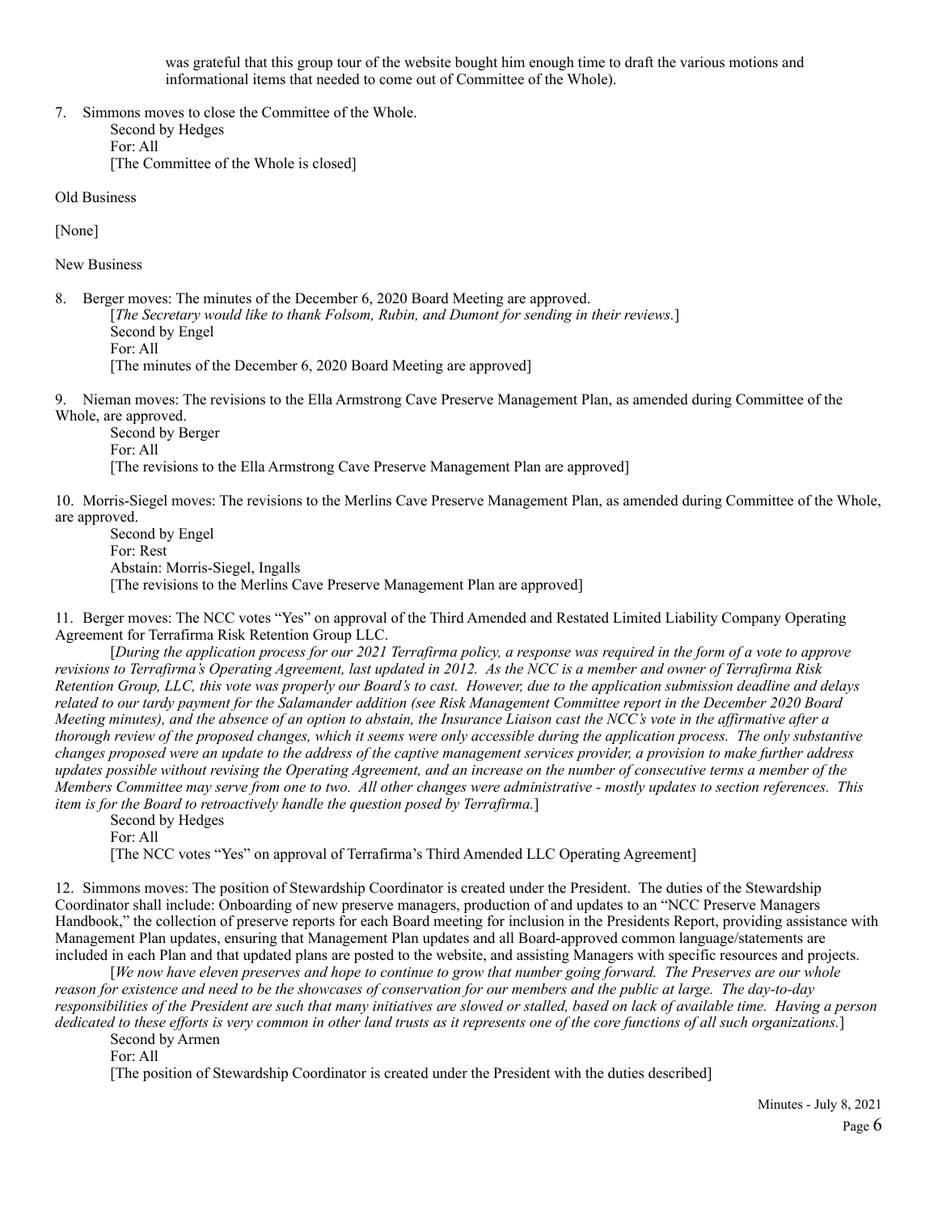was grateful that this group tour of the website bought him enough time to draft the various motions and informational items that needed to come out of Committee of the Whole).

7. Simmons moves to close the Committee of the Whole.
   Second by Hedges
   For: All
   [The Committee of the Whole is closed]

Old Business

[None]

New Business

8. Berger moves: The minutes of the December 6, 2020 Board Meeting are approved.
   [*The Secretary would like to thank Folsom, Rubin, and Dumont for sending in their reviews.*]
   Second by Engel
   For: All
   [The minutes of the December 6, 2020 Board Meeting are approved]

9. Nieman moves: The revisions to the Ella Armstrong Cave Preserve Management Plan, as amended during Committee of the Whole, are approved.
   Second by Berger
   For: All
   [The revisions to the Ella Armstrong Cave Preserve Management Plan are approved]

10. Morris-Siegel moves: The revisions to the Merlins Cave Preserve Management Plan, as amended during Committee of the Whole, are approved.
    Second by Engel
    For: Rest
    Abstain: Morris-Siegel, Ingalls
    [The revisions to the Merlins Cave Preserve Management Plan are approved]

11. Berger moves: The NCC votes "Yes" on approval of the Third Amended and Restated Limited Liability Company Operating Agreement for Terrafirma Risk Retention Group LLC.
    [*During the application process for our 2021 Terrafirma policy, a response was required in the form of a vote to approve revisions to Terrafirma's Operating Agreement, last updated in 2012. As the NCC is a member and owner of Terrafirma Risk Retention Group, LLC, this vote was properly our Board's to cast. However, due to the application submission deadline and delays related to our tardy payment for the Salamander addition (see Risk Management Committee report in the December 2020 Board Meeting minutes), and the absence of an option to abstain, the Insurance Liaison cast the NCC's vote in the affirmative after a thorough review of the proposed changes, which it seems were only accessible during the application process. The only substantive changes proposed were an update to the address of the captive management services provider, a provision to make further address updates possible without revising the Operating Agreement, and an increase on the number of consecutive terms a member of the Members Committee may serve from one to two. All other changes were administrative - mostly updates to section references. This item is for the Board to retroactively handle the question posed by Terrafirma.*]
    Second by Hedges
    For: All
    [The NCC votes "Yes" on approval of Terrafirma's Third Amended LLC Operating Agreement]

12. Simmons moves: The position of Stewardship Coordinator is created under the President. The duties of the Stewardship Coordinator shall include: Onboarding of new preserve managers, production of and updates to an "NCC Preserve Managers Handbook," the collection of preserve reports for each Board meeting for inclusion in the Presidents Report, providing assistance with Management Plan updates, ensuring that Management Plan updates and all Board-approved common language/statements are included in each Plan and that updated plans are posted to the website, and assisting Managers with specific resources and projects.
    [*We now have eleven preserves and hope to continue to grow that number going forward. The Preserves are our whole reason for existence and need to be the showcases of conservation for our members and the public at large. The day-to-day responsibilities of the President are such that many initiatives are slowed or stalled, based on lack of available time. Having a person dedicated to these efforts is very common in other land trusts as it represents one of the core functions of all such organizations.*]
    Second by Armen
    For: All
    [The position of Stewardship Coordinator is created under the President with the duties described]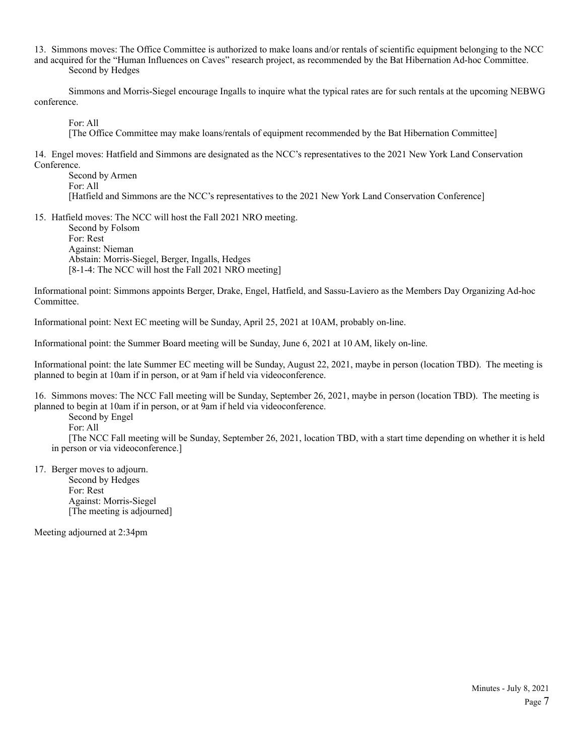13. Simmons moves: The Office Committee is authorized to make loans and/or rentals of scientific equipment belonging to the NCC and acquired for the "Human Influences on Caves" research project, as recommended by the Bat Hibernation Ad-hoc Committee.
    Second by Hedges

    Simmons and Morris-Siegel encourage Ingalls to inquire what the typical rates are for such rentals at the upcoming NEBWG conference.

    For: All
    [The Office Committee may make loans/rentals of equipment recommended by the Bat Hibernation Committee]

14. Engel moves: Hatfield and Simmons are designated as the NCC's representatives to the 2021 New York Land Conservation Conference.
    Second by Armen
    For: All
    [Hatfield and Simmons are the NCC's representatives to the 2021 New York Land Conservation Conference]

15. Hatfield moves: The NCC will host the Fall 2021 NRO meeting.
    Second by Folsom
    For: Rest
    Against: Nieman
    Abstain: Morris-Siegel, Berger, Ingalls, Hedges
    [8-1-4: The NCC will host the Fall 2021 NRO meeting]

Informational point: Simmons appoints Berger, Drake, Engel, Hatfield, and Sassu-Laviero as the Members Day Organizing Ad-hoc Committee.

Informational point: Next EC meeting will be Sunday, April 25, 2021 at 10AM, probably on-line.

Informational point: the Summer Board meeting will be Sunday, June 6, 2021 at 10 AM, likely on-line.

Informational point: the late Summer EC meeting will be Sunday, August 22, 2021, maybe in person (location TBD). The meeting is planned to begin at 10am if in person, or at 9am if held via videoconference.

16. Simmons moves: The NCC Fall meeting will be Sunday, September 26, 2021, maybe in person (location TBD). The meeting is planned to begin at 10am if in person, or at 9am if held via videoconference.
    Second by Engel
    For: All
    [The NCC Fall meeting will be Sunday, September 26, 2021, location TBD, with a start time depending on whether it is held in person or via videoconference.]

17. Berger moves to adjourn.
    Second by Hedges
    For: Rest
    Against: Morris-Siegel
    [The meeting is adjourned]

Meeting adjourned at 2:34pm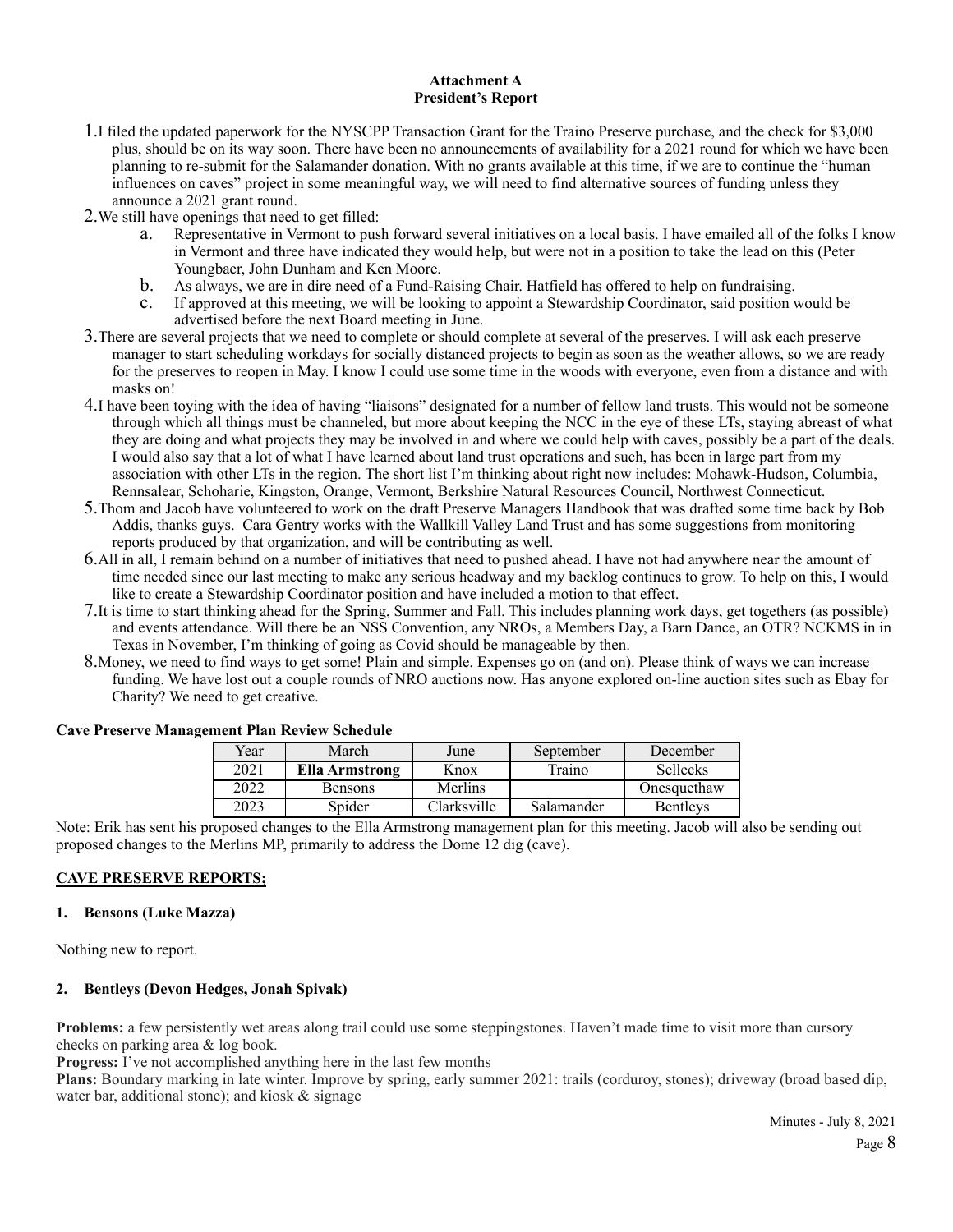**Attachment A**
**President's Report**

1. I filed the updated paperwork for the NYSCPP Transaction Grant for the Traino Preserve purchase, and the check for $3,000 plus, should be on its way soon. There have been no announcements of availability for a 2021 round for which we have been planning to re-submit for the Salamander donation. With no grants available at this time, if we are to continue the "human influences on caves" project in some meaningful way, we will need to find alternative sources of funding unless they announce a 2021 grant round.
2. We still have openings that need to get filled:
   a. Representative in Vermont to push forward several initiatives on a local basis. I have emailed all of the folks I know in Vermont and three have indicated they would help, but were not in a position to take the lead on this (Peter Youngbaer, John Dunham and Ken Moore.
   b. As always, we are in dire need of a Fund-Raising Chair. Hatfield has offered to help on fundraising.
   c. If approved at this meeting, we will be looking to appoint a Stewardship Coordinator, said position would be advertised before the next Board meeting in June.
3. There are several projects that we need to complete or should complete at several of the preserves. I will ask each preserve manager to start scheduling workdays for socially distanced projects to begin as soon as the weather allows, so we are ready for the preserves to reopen in May. I know I could use some time in the woods with everyone, even from a distance and with masks on!
4. I have been toying with the idea of having "liaisons" designated for a number of fellow land trusts. This would not be someone through which all things must be channeled, but more about keeping the NCC in the eye of these LTs, staying abreast of what they are doing and what projects they may be involved in and where we could help with caves, possibly be a part of the deals. I would also say that a lot of what I have learned about land trust operations and such, has been in large part from my association with other LTs in the region. The short list I'm thinking about right now includes: Mohawk-Hudson, Columbia, Rennsalear, Schoharie, Kingston, Orange, Vermont, Berkshire Natural Resources Council, Northwest Connecticut.
5. Thom and Jacob have volunteered to work on the draft Preserve Managers Handbook that was drafted some time back by Bob Addis, thanks guys. Cara Gentry works with the Wallkill Valley Land Trust and has some suggestions from monitoring reports produced by that organization, and will be contributing as well.
6. All in all, I remain behind on a number of initiatives that need to pushed ahead. I have not had anywhere near the amount of time needed since our last meeting to make any serious headway and my backlog continues to grow. To help on this, I would like to create a Stewardship Coordinator position and have included a motion to that effect.
7. It is time to start thinking ahead for the Spring, Summer and Fall. This includes planning work days, get togethers (as possible) and events attendance. Will there be an NSS Convention, any NROs, a Members Day, a Barn Dance, an OTR? NCKMS in in Texas in November, I'm thinking of going as Covid should be manageable by then.
8. Money, we need to find ways to get some! Plain and simple. Expenses go on (and on). Please think of ways we can increase funding. We have lost out a couple rounds of NRO auctions now. Has anyone explored on-line auction sites such as Ebay for Charity? We need to get creative.

**Cave Preserve Management Plan Review Schedule**

| Year | March | June | September | December |
|---|---|---|---|---|
| 2021 | **Ella Armstrong** | Knox | Traino | Sellecks |
| 2022 | Bensons | Merlins | | Onesquethaw |
| 2023 | Spider | Clarksville | Salamander | Bentleys |

Note: Erik has sent his proposed changes to the Ella Armstrong management plan for this meeting. Jacob will also be sending out proposed changes to the Merlins MP, primarily to address the Dome 12 dig (cave).

**CAVE PRESERVE REPORTS;**

**1. Bensons (Luke Mazza)**

Nothing new to report.

**2. Bentleys (Devon Hedges, Jonah Spivak)**

**Problems:** a few persistently wet areas along trail could use some steppingstones. Haven't made time to visit more than cursory checks on parking area & log book.

**Progress:** I've not accomplished anything here in the last few months

**Plans:** Boundary marking in late winter. Improve by spring, early summer 2021: trails (corduroy, stones); driveway (broad based dip, water bar, additional stone); and kiosk & signage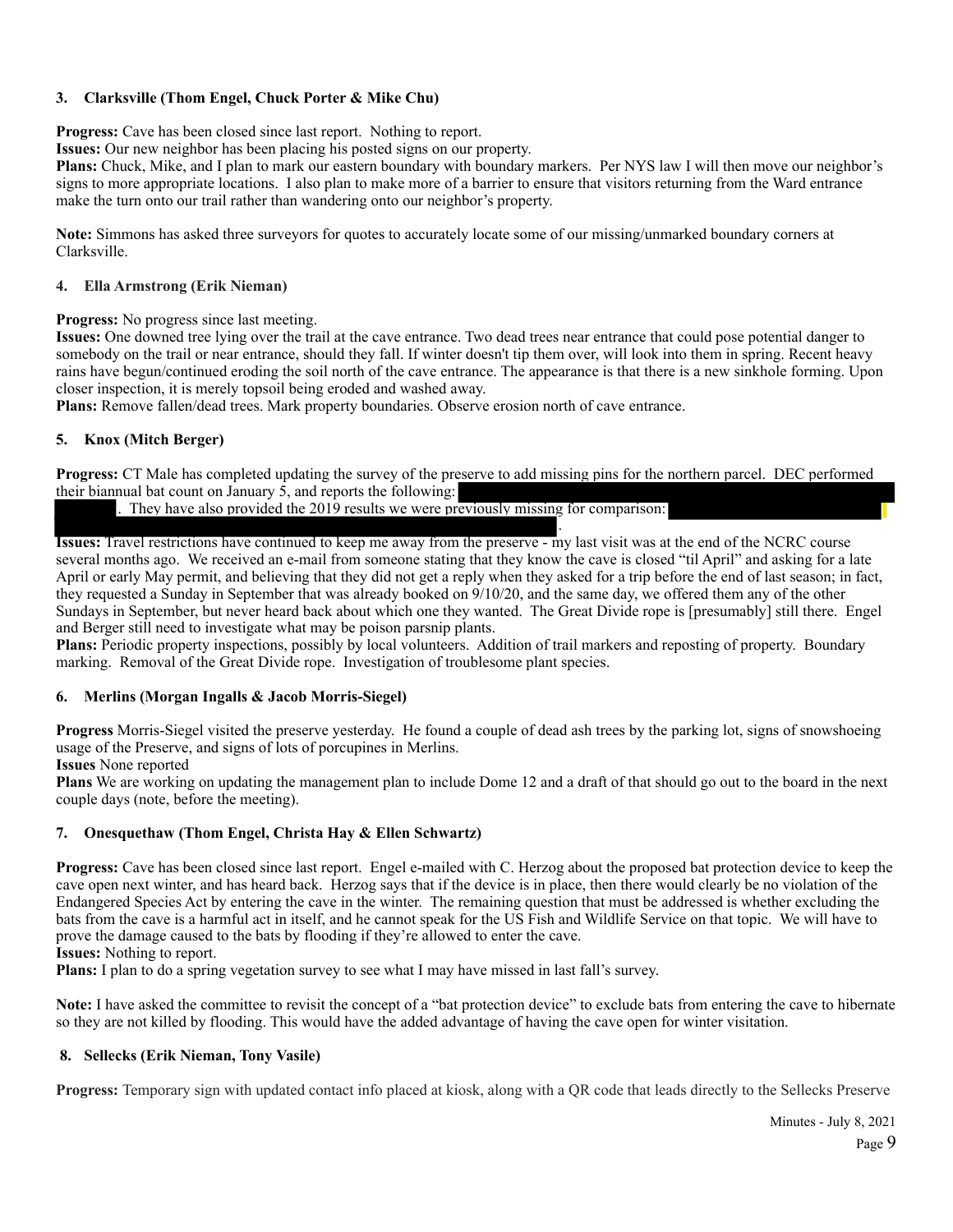**3. Clarksville (Thom Engel, Chuck Porter & Mike Chu)**

**Progress:** Cave has been closed since last report. Nothing to report.
**Issues:** Our new neighbor has been placing his posted signs on our property.
**Plans:** Chuck, Mike, and I plan to mark our eastern boundary with boundary markers. Per NYS law I will then move our neighbor's signs to more appropriate locations. I also plan to make more of a barrier to ensure that visitors returning from the Ward entrance make the turn onto our trail rather than wandering onto our neighbor's property.

**Note:** Simmons has asked three surveyors for quotes to accurately locate some of our missing/unmarked boundary corners at Clarksville.

**4. Ella Armstrong (Erik Nieman)**

**Progress:** No progress since last meeting.
**Issues:** One downed tree lying over the trail at the cave entrance. Two dead trees near entrance that could pose potential danger to somebody on the trail or near entrance, should they fall. If winter doesn't tip them over, will look into them in spring. Recent heavy rains have begun/continued eroding the soil north of the cave entrance. The appearance is that there is a new sinkhole forming. Upon closer inspection, it is merely topsoil being eroded and washed away.
**Plans:** Remove fallen/dead trees. Mark property boundaries. Observe erosion north of cave entrance.

**5. Knox (Mitch Berger)**

**Progress:** CT Male has completed updating the survey of the preserve to add missing pins for the northern parcel. DEC performed their biannual bat count on January 5, and reports the following: [REDACTED]. They have also provided the 2019 results we were previously missing for comparison: [REDACTED].
**Issues:** Travel restrictions have continued to keep me away from the preserve - my last visit was at the end of the NCRC course several months ago. We received an e-mail from someone stating that they know the cave is closed "til April" and asking for a late April or early May permit, and believing that they did not get a reply when they asked for a trip before the end of last season; in fact, they requested a Sunday in September that was already booked on 9/10/20, and the same day, we offered them any of the other Sundays in September, but never heard back about which one they wanted. The Great Divide rope is [presumably] still there. Engel and Berger still need to investigate what may be poison parsnip plants.
**Plans:** Periodic property inspections, possibly by local volunteers. Addition of trail markers and reposting of property. Boundary marking. Removal of the Great Divide rope. Investigation of troublesome plant species.

**6. Merlins (Morgan Ingalls & Jacob Morris-Siegel)**

**Progress** Morris-Siegel visited the preserve yesterday. He found a couple of dead ash trees by the parking lot, signs of snowshoeing usage of the Preserve, and signs of lots of porcupines in Merlins.
**Issues** None reported
**Plans** We are working on updating the management plan to include Dome 12 and a draft of that should go out to the board in the next couple days (note, before the meeting).

**7. Onesquethaw (Thom Engel, Christa Hay & Ellen Schwartz)**

**Progress:** Cave has been closed since last report. Engel e-mailed with C. Herzog about the proposed bat protection device to keep the cave open next winter, and has heard back. Herzog says that if the device is in place, then there would clearly be no violation of the Endangered Species Act by entering the cave in the winter. The remaining question that must be addressed is whether excluding the bats from the cave is a harmful act in itself, and he cannot speak for the US Fish and Wildlife Service on that topic. We will have to prove the damage caused to the bats by flooding if they're allowed to enter the cave.
**Issues:** Nothing to report.
**Plans:** I plan to do a spring vegetation survey to see what I may have missed in last fall's survey.

**Note:** I have asked the committee to revisit the concept of a "bat protection device" to exclude bats from entering the cave to hibernate so they are not killed by flooding. This would have the added advantage of having the cave open for winter visitation.

**8. Sellecks (Erik Nieman, Tony Vasile)**

**Progress:** Temporary sign with updated contact info placed at kiosk, along with a QR code that leads directly to the Sellecks Preserve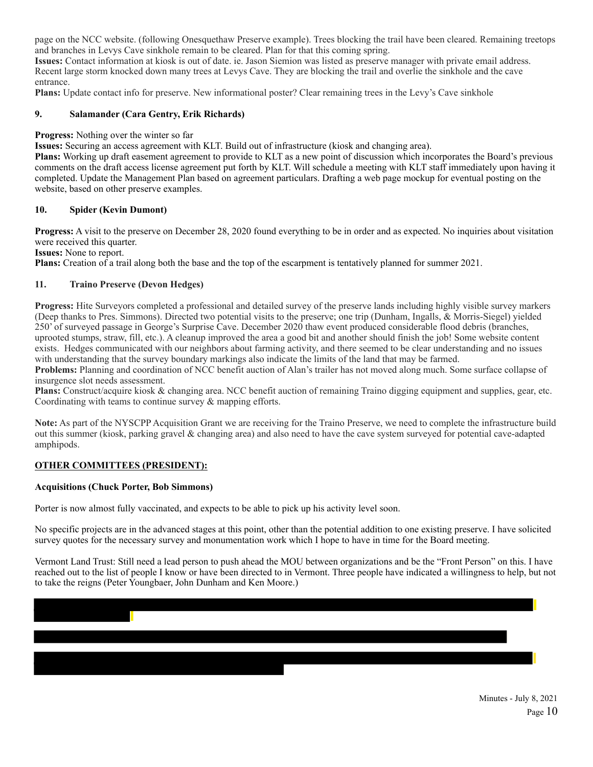page on the NCC website. (following Onesquethaw Preserve example). Trees blocking the trail have been cleared. Remaining treetops and branches in Levys Cave sinkhole remain to be cleared. Plan for that this coming spring.

**Issues:** Contact information at kiosk is out of date. ie. Jason Siemion was listed as preserve manager with private email address. Recent large storm knocked down many trees at Levys Cave. They are blocking the trail and overlie the sinkhole and the cave entrance.

**Plans:** Update contact info for preserve. New informational poster? Clear remaining trees in the Levy's Cave sinkhole

### 9. Salamander (Cara Gentry, Erik Richards)

**Progress:** Nothing over the winter so far

**Issues:** Securing an access agreement with KLT. Build out of infrastructure (kiosk and changing area).

**Plans:** Working up draft easement agreement to provide to KLT as a new point of discussion which incorporates the Board's previous comments on the draft access license agreement put forth by KLT. Will schedule a meeting with KLT staff immediately upon having it completed. Update the Management Plan based on agreement particulars. Drafting a web page mockup for eventual posting on the website, based on other preserve examples.

### 10. Spider (Kevin Dumont)

**Progress:** A visit to the preserve on December 28, 2020 found everything to be in order and as expected. No inquiries about visitation were received this quarter.

**Issues:** None to report.

**Plans:** Creation of a trail along both the base and the top of the escarpment is tentatively planned for summer 2021.

### 11. Traino Preserve (Devon Hedges)

**Progress:** Hite Surveyors completed a professional and detailed survey of the preserve lands including highly visible survey markers (Deep thanks to Pres. Simmons). Directed two potential visits to the preserve; one trip (Dunham, Ingalls, & Morris-Siegel) yielded 250' of surveyed passage in George's Surprise Cave. December 2020 thaw event produced considerable flood debris (branches, uprooted stumps, straw, fill, etc.). A cleanup improved the area a good bit and another should finish the job! Some website content exists. Hedges communicated with our neighbors about farming activity, and there seemed to be clear understanding and no issues with understanding that the survey boundary markings also indicate the limits of the land that may be farmed.

**Problems:** Planning and coordination of NCC benefit auction of Alan's trailer has not moved along much. Some surface collapse of insurgence slot needs assessment.

**Plans:** Construct/acquire kiosk & changing area. NCC benefit auction of remaining Traino digging equipment and supplies, gear, etc. Coordinating with teams to continue survey & mapping efforts.

**Note:** As part of the NYSCPP Acquisition Grant we are receiving for the Traino Preserve, we need to complete the infrastructure build out this summer (kiosk, parking gravel & changing area) and also need to have the cave system surveyed for potential cave-adapted amphipods.

## OTHER COMMITTEES (PRESIDENT):

### Acquisitions (Chuck Porter, Bob Simmons)

Porter is now almost fully vaccinated, and expects to be able to pick up his activity level soon.

No specific projects are in the advanced stages at this point, other than the potential addition to one existing preserve. I have solicited survey quotes for the necessary survey and monumentation work which I hope to have in time for the Board meeting.

Vermont Land Trust: Still need a lead person to push ahead the MOU between organizations and be the "Front Person" on this. I have reached out to the list of people I know or have been directed to in Vermont. Three people have indicated a willingness to help, but not to take the reigns (Peter Youngbaer, John Dunham and Ken Moore.)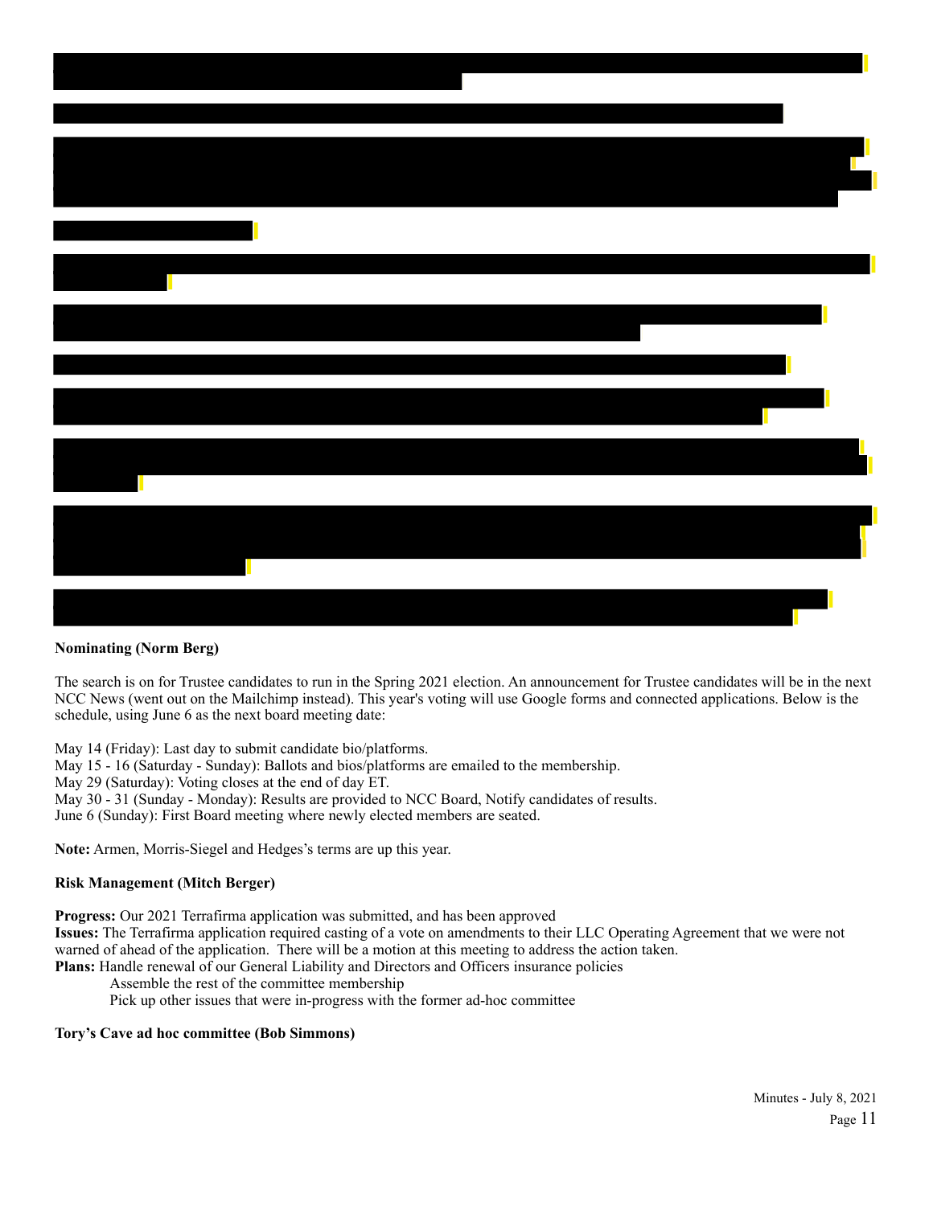**Nominating (Norm Berg)**

The search is on for Trustee candidates to run in the Spring 2021 election. An announcement for Trustee candidates will be in the next NCC News (went out on the Mailchimp instead). This year's voting will use Google forms and connected applications. Below is the schedule, using June 6 as the next board meeting date:

May 14 (Friday): Last day to submit candidate bio/platforms.
May 15 - 16 (Saturday - Sunday): Ballots and bios/platforms are emailed to the membership.
May 29 (Saturday): Voting closes at the end of day ET.
May 30 - 31 (Sunday - Monday): Results are provided to NCC Board, Notify candidates of results.
June 6 (Sunday): First Board meeting where newly elected members are seated.

**Note:** Armen, Morris-Siegel and Hedges's terms are up this year.

**Risk Management (Mitch Berger)**

**Progress:** Our 2021 Terrafirma application was submitted, and has been approved
**Issues:** The Terrafirma application required casting of a vote on amendments to their LLC Operating Agreement that we were not warned of ahead of the application. There will be a motion at this meeting to address the action taken.
**Plans:** Handle renewal of our General Liability and Directors and Officers insurance policies
Assemble the rest of the committee membership
Pick up other issues that were in-progress with the former ad-hoc committee

**Tory's Cave ad hoc committee (Bob Simmons)**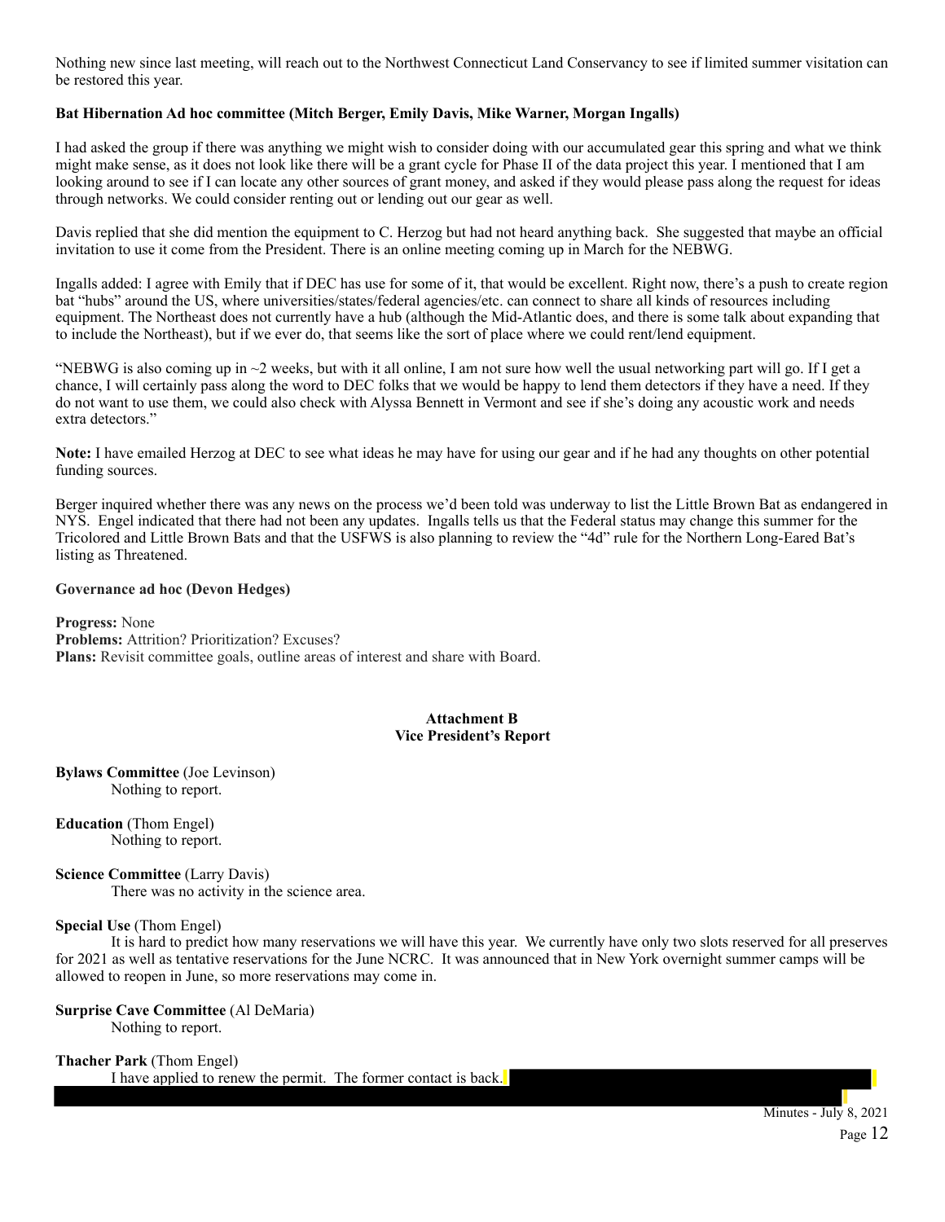Nothing new since last meeting, will reach out to the Northwest Connecticut Land Conservancy to see if limited summer visitation can be restored this year.

**Bat Hibernation Ad hoc committee (Mitch Berger, Emily Davis, Mike Warner, Morgan Ingalls)**

I had asked the group if there was anything we might wish to consider doing with our accumulated gear this spring and what we think might make sense, as it does not look like there will be a grant cycle for Phase II of the data project this year. I mentioned that I am looking around to see if I can locate any other sources of grant money, and asked if they would please pass along the request for ideas through networks. We could consider renting out or lending out our gear as well.

Davis replied that she did mention the equipment to C. Herzog but had not heard anything back. She suggested that maybe an official invitation to use it come from the President. There is an online meeting coming up in March for the NEBWG.

Ingalls added: I agree with Emily that if DEC has use for some of it, that would be excellent. Right now, there's a push to create region bat "hubs" around the US, where universities/states/federal agencies/etc. can connect to share all kinds of resources including equipment. The Northeast does not currently have a hub (although the Mid-Atlantic does, and there is some talk about expanding that to include the Northeast), but if we ever do, that seems like the sort of place where we could rent/lend equipment.

"NEBWG is also coming up in ~2 weeks, but with it all online, I am not sure how well the usual networking part will go. If I get a chance, I will certainly pass along the word to DEC folks that we would be happy to lend them detectors if they have a need. If they do not want to use them, we could also check with Alyssa Bennett in Vermont and see if she's doing any acoustic work and needs extra detectors."

**Note:** I have emailed Herzog at DEC to see what ideas he may have for using our gear and if he had any thoughts on other potential funding sources.

Berger inquired whether there was any news on the process we'd been told was underway to list the Little Brown Bat as endangered in NYS. Engel indicated that there had not been any updates. Ingalls tells us that the Federal status may change this summer for the Tricolored and Little Brown Bats and that the USFWS is also planning to review the "4d" rule for the Northern Long-Eared Bat's listing as Threatened.

**Governance ad hoc (Devon Hedges)**

**Progress:** None
**Problems:** Attrition? Prioritization? Excuses?
**Plans:** Revisit committee goals, outline areas of interest and share with Board.

## Attachment B
## Vice President's Report

**Bylaws Committee** (Joe Levinson)
Nothing to report.

**Education** (Thom Engel)
Nothing to report.

**Science Committee** (Larry Davis)
There was no activity in the science area.

**Special Use** (Thom Engel)
It is hard to predict how many reservations we will have this year. We currently have only two slots reserved for all preserves for 2021 as well as tentative reservations for the June NCRC. It was announced that in New York overnight summer camps will be allowed to reopen in June, so more reservations may come in.

**Surprise Cave Committee** (Al DeMaria)
Nothing to report.

**Thacher Park** (Thom Engel)
I have applied to renew the permit. The former contact is back.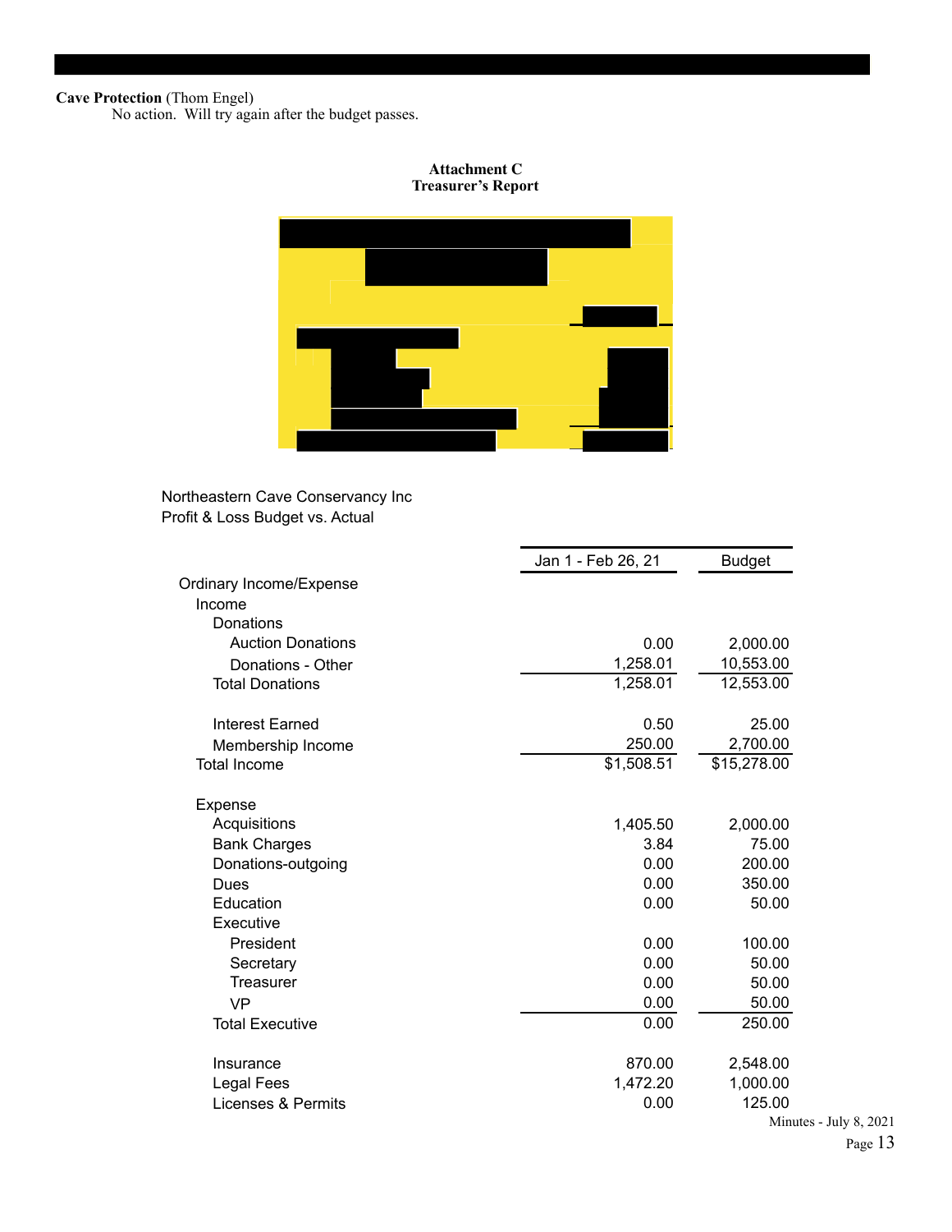**Cave Protection** (Thom Engel)

No action. Will try again after the budget passes.

**Attachment C**
**Treasurer's Report**

Northeastern Cave Conservancy Inc
Profit & Loss Budget vs. Actual

| | Jan 1 - Feb 26, 21 | Budget |
|---|---|---|
| Ordinary Income/Expense | | |
| Income | | |
| Donations | | |
| Auction Donations | 0.00 | 2,000.00 |
| Donations - Other | 1,258.01 | 10,553.00 |
| Total Donations | 1,258.01 | 12,553.00 |
| | | |
| Interest Earned | 0.50 | 25.00 |
| Membership Income | 250.00 | 2,700.00 |
| Total Income | $1,508.51 | $15,278.00 |
| | | |
| Expense | | |
| Acquisitions | 1,405.50 | 2,000.00 |
| Bank Charges | 3.84 | 75.00 |
| Donations-outgoing | 0.00 | 200.00 |
| Dues | 0.00 | 350.00 |
| Education | 0.00 | 50.00 |
| Executive | | |
| President | 0.00 | 100.00 |
| Secretary | 0.00 | 50.00 |
| Treasurer | 0.00 | 50.00 |
| VP | 0.00 | 50.00 |
| Total Executive | 0.00 | 250.00 |
| | | |
| Insurance | 870.00 | 2,548.00 |
| Legal Fees | 1,472.20 | 1,000.00 |
| Licenses & Permits | 0.00 | 125.00 |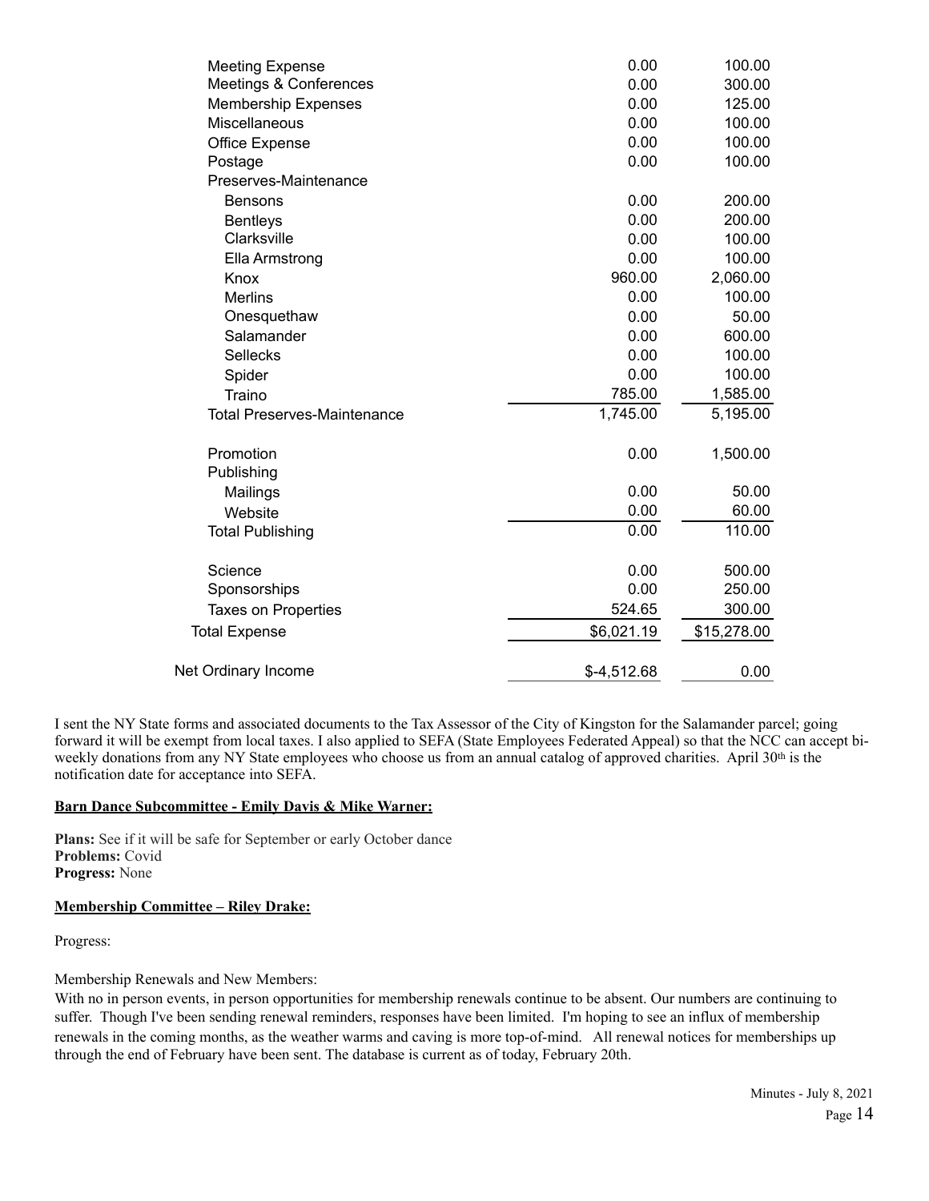| | | |
|---|---|---|
| Meeting Expense | 0.00 | 100.00 |
| Meetings & Conferences | 0.00 | 300.00 |
| Membership Expenses | 0.00 | 125.00 |
| Miscellaneous | 0.00 | 100.00 |
| Office Expense | 0.00 | 100.00 |
| Postage | 0.00 | 100.00 |
| Preserves-Maintenance | | |
| Bensons | 0.00 | 200.00 |
| Bentleys | 0.00 | 200.00 |
| Clarksville | 0.00 | 100.00 |
| Ella Armstrong | 0.00 | 100.00 |
| Knox | 960.00 | 2,060.00 |
| Merlins | 0.00 | 100.00 |
| Onesquethaw | 0.00 | 50.00 |
| Salamander | 0.00 | 600.00 |
| Sellecks | 0.00 | 100.00 |
| Spider | 0.00 | 100.00 |
| Traino | 785.00 | 1,585.00 |
| Total Preserves-Maintenance | 1,745.00 | 5,195.00 |
| Promotion | 0.00 | 1,500.00 |
| Publishing | | |
| Mailings | 0.00 | 50.00 |
| Website | 0.00 | 60.00 |
| Total Publishing | 0.00 | 110.00 |
| Science | 0.00 | 500.00 |
| Sponsorships | 0.00 | 250.00 |
| Taxes on Properties | 524.65 | 300.00 |
| Total Expense | $6,021.19 | $15,278.00 |
| Net Ordinary Income | $-4,512.68 | 0.00 |

I sent the NY State forms and associated documents to the Tax Assessor of the City of Kingston for the Salamander parcel; going forward it will be exempt from local taxes. I also applied to SEFA (State Employees Federated Appeal) so that the NCC can accept bi-weekly donations from any NY State employees who choose us from an annual catalog of approved charities. April 30th is the notification date for acceptance into SEFA.

**Barn Dance Subcommittee - Emily Davis & Mike Warner:**

**Plans:** See if it will be safe for September or early October dance
**Problems:** Covid
**Progress:** None

**Membership Committee – Riley Drake:**

Progress:

Membership Renewals and New Members:
With no in person events, in person opportunities for membership renewals continue to be absent. Our numbers are continuing to suffer. Though I've been sending renewal reminders, responses have been limited. I'm hoping to see an influx of membership renewals in the coming months, as the weather warms and caving is more top-of-mind. All renewal notices for memberships up through the end of February have been sent. The database is current as of today, February 20th.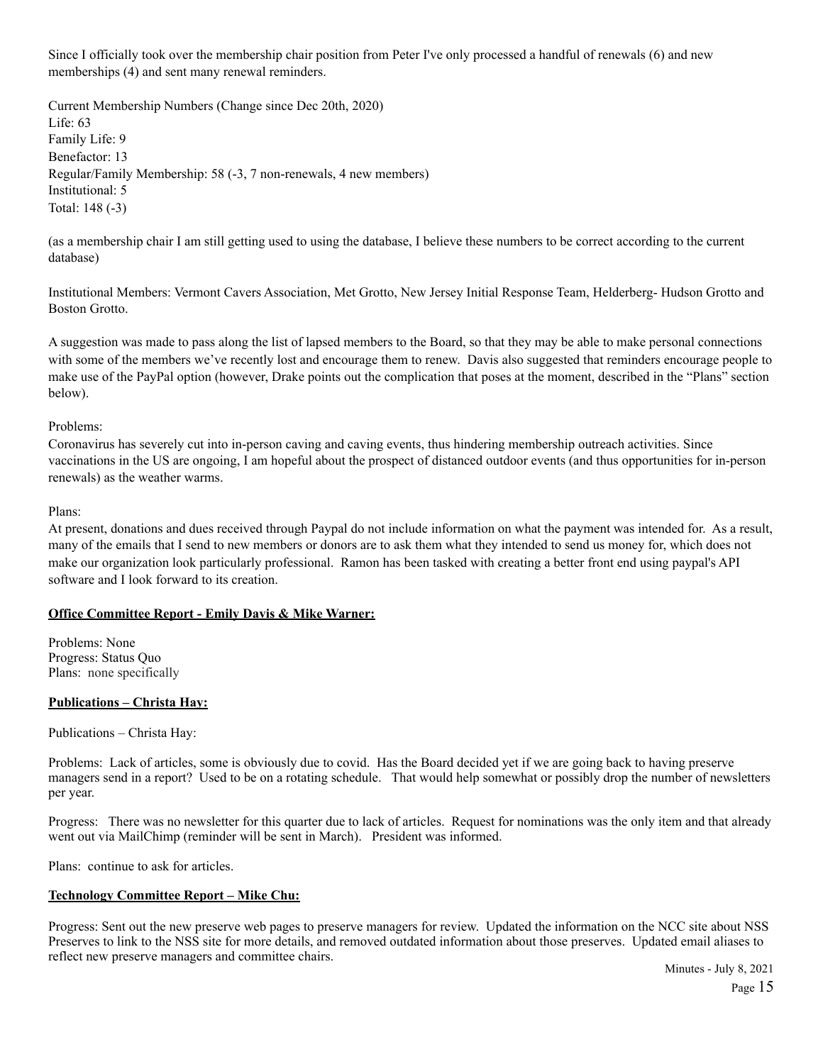Since I officially took over the membership chair position from Peter I've only processed a handful of renewals (6) and new memberships (4) and sent many renewal reminders.

Current Membership Numbers (Change since Dec 20th, 2020)
Life: 63
Family Life: 9
Benefactor: 13
Regular/Family Membership: 58 (-3, 7 non-renewals, 4 new members)
Institutional: 5
Total: 148 (-3)

(as a membership chair I am still getting used to using the database, I believe these numbers to be correct according to the current database)

Institutional Members: Vermont Cavers Association, Met Grotto, New Jersey Initial Response Team, Helderberg- Hudson Grotto and Boston Grotto.

A suggestion was made to pass along the list of lapsed members to the Board, so that they may be able to make personal connections with some of the members we've recently lost and encourage them to renew. Davis also suggested that reminders encourage people to make use of the PayPal option (however, Drake points out the complication that poses at the moment, described in the "Plans" section below).

Problems:
Coronavirus has severely cut into in-person caving and caving events, thus hindering membership outreach activities. Since vaccinations in the US are ongoing, I am hopeful about the prospect of distanced outdoor events (and thus opportunities for in-person renewals) as the weather warms.

Plans:
At present, donations and dues received through Paypal do not include information on what the payment was intended for. As a result, many of the emails that I send to new members or donors are to ask them what they intended to send us money for, which does not make our organization look particularly professional. Ramon has been tasked with creating a better front end using paypal's API software and I look forward to its creation.

**Office Committee Report - Emily Davis & Mike Warner:**

Problems: None
Progress: Status Quo
Plans: none specifically

**Publications – Christa Hay:**

Publications – Christa Hay:

Problems: Lack of articles, some is obviously due to covid. Has the Board decided yet if we are going back to having preserve managers send in a report? Used to be on a rotating schedule. That would help somewhat or possibly drop the number of newsletters per year.

Progress: There was no newsletter for this quarter due to lack of articles. Request for nominations was the only item and that already went out via MailChimp (reminder will be sent in March). President was informed.

Plans: continue to ask for articles.

**Technology Committee Report – Mike Chu:**

Progress: Sent out the new preserve web pages to preserve managers for review. Updated the information on the NCC site about NSS Preserves to link to the NSS site for more details, and removed outdated information about those preserves. Updated email aliases to reflect new preserve managers and committee chairs.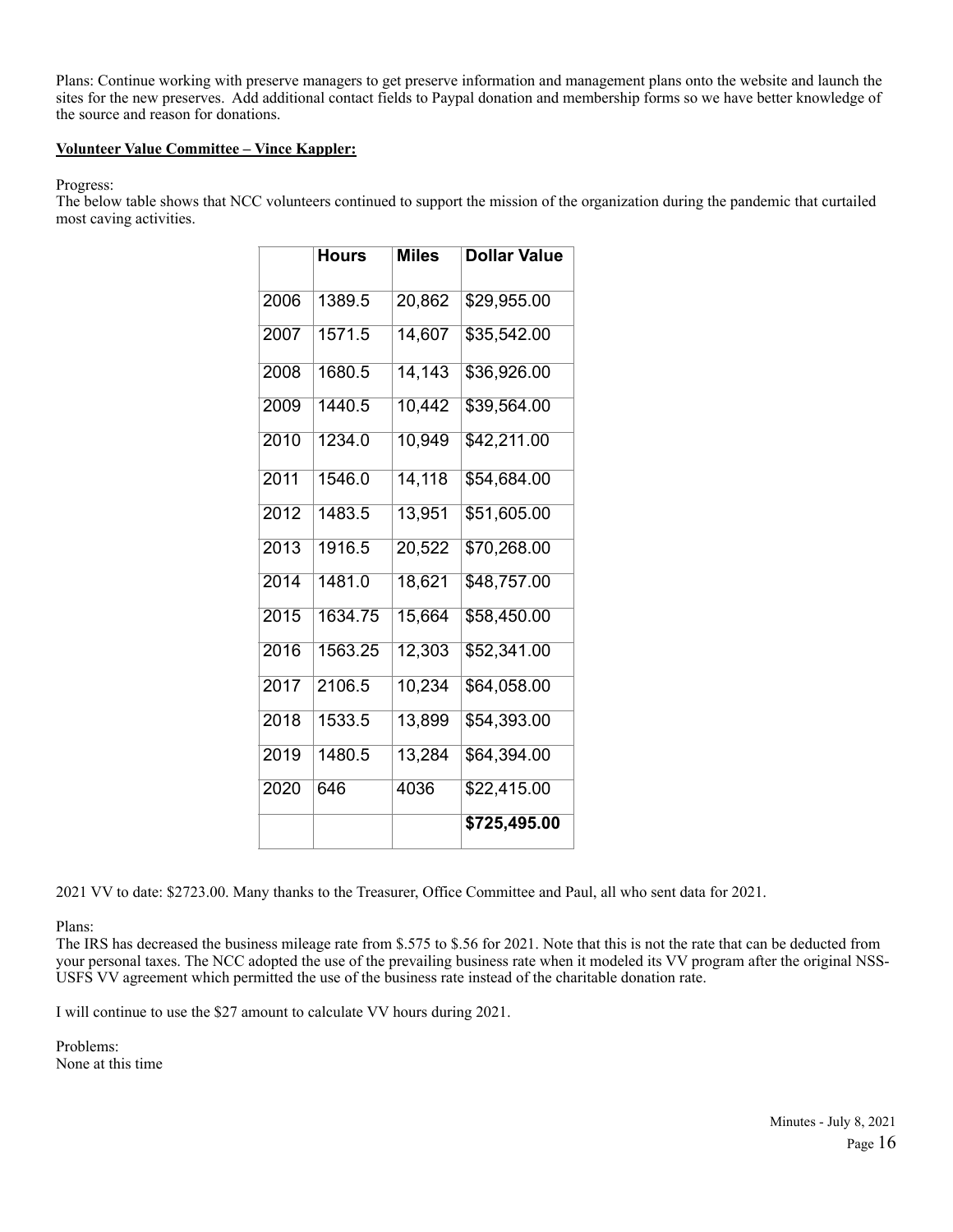Plans: Continue working with preserve managers to get preserve information and management plans onto the website and launch the sites for the new preserves. Add additional contact fields to Paypal donation and membership forms so we have better knowledge of the source and reason for donations.

**Volunteer Value Committee – Vince Kappler:**

Progress:
The below table shows that NCC volunteers continued to support the mission of the organization during the pandemic that curtailed most caving activities.

| | **Hours** | **Miles** | **Dollar Value** |
|---|---|---|---|
| 2006 | 1389.5 | 20,862 | $29,955.00 |
| 2007 | 1571.5 | 14,607 | $35,542.00 |
| 2008 | 1680.5 | 14,143 | $36,926.00 |
| 2009 | 1440.5 | 10,442 | $39,564.00 |
| 2010 | 1234.0 | 10,949 | $42,211.00 |
| 2011 | 1546.0 | 14,118 | $54,684.00 |
| 2012 | 1483.5 | 13,951 | $51,605.00 |
| 2013 | 1916.5 | 20,522 | $70,268.00 |
| 2014 | 1481.0 | 18,621 | $48,757.00 |
| 2015 | 1634.75 | 15,664 | $58,450.00 |
| 2016 | 1563.25 | 12,303 | $52,341.00 |
| 2017 | 2106.5 | 10,234 | $64,058.00 |
| 2018 | 1533.5 | 13,899 | $54,393.00 |
| 2019 | 1480.5 | 13,284 | $64,394.00 |
| 2020 | 646 | 4036 | $22,415.00 |
| | | | **$725,495.00** |

2021 VV to date: $2723.00. Many thanks to the Treasurer, Office Committee and Paul, all who sent data for 2021.

Plans:
The IRS has decreased the business mileage rate from $.575 to $.56 for 2021. Note that this is not the rate that can be deducted from your personal taxes. The NCC adopted the use of the prevailing business rate when it modeled its VV program after the original NSS-USFS VV agreement which permitted the use of the business rate instead of the charitable donation rate.

I will continue to use the $27 amount to calculate VV hours during 2021.

Problems:
None at this time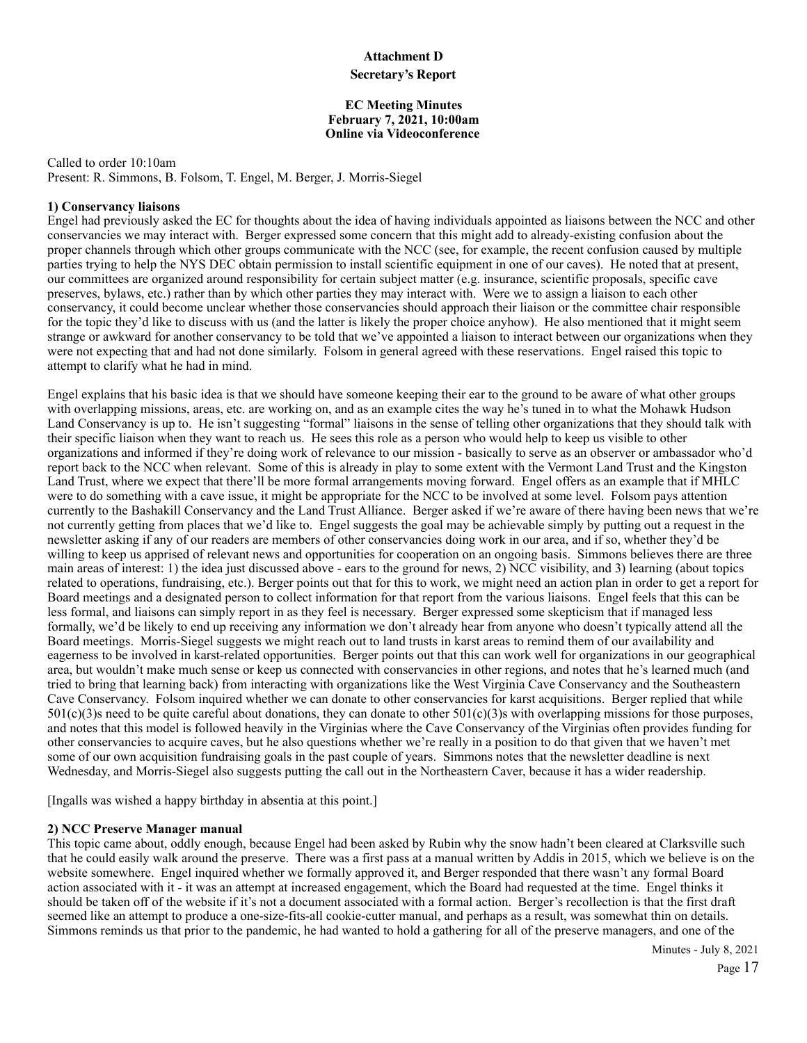**Attachment D**

**Secretary's Report**

**EC Meeting Minutes**
**February 7, 2021, 10:00am**
**Online via Videoconference**

Called to order 10:10am
Present: R. Simmons, B. Folsom, T. Engel, M. Berger, J. Morris-Siegel

**1) Conservancy liaisons**

Engel had previously asked the EC for thoughts about the idea of having individuals appointed as liaisons between the NCC and other conservancies we may interact with. Berger expressed some concern that this might add to already-existing confusion about the proper channels through which other groups communicate with the NCC (see, for example, the recent confusion caused by multiple parties trying to help the NYS DEC obtain permission to install scientific equipment in one of our caves). He noted that at present, our committees are organized around responsibility for certain subject matter (e.g. insurance, scientific proposals, specific cave preserves, bylaws, etc.) rather than by which other parties they may interact with. Were we to assign a liaison to each other conservancy, it could become unclear whether those conservancies should approach their liaison or the committee chair responsible for the topic they'd like to discuss with us (and the latter is likely the proper choice anyhow). He also mentioned that it might seem strange or awkward for another conservancy to be told that we've appointed a liaison to interact between our organizations when they were not expecting that and had not done similarly. Folsom in general agreed with these reservations. Engel raised this topic to attempt to clarify what he had in mind.

Engel explains that his basic idea is that we should have someone keeping their ear to the ground to be aware of what other groups with overlapping missions, areas, etc. are working on, and as an example cites the way he's tuned in to what the Mohawk Hudson Land Conservancy is up to. He isn't suggesting "formal" liaisons in the sense of telling other organizations that they should talk with their specific liaison when they want to reach us. He sees this role as a person who would help to keep us visible to other organizations and informed if they're doing work of relevance to our mission - basically to serve as an observer or ambassador who'd report back to the NCC when relevant. Some of this is already in play to some extent with the Vermont Land Trust and the Kingston Land Trust, where we expect that there'll be more formal arrangements moving forward. Engel offers as an example that if MHLC were to do something with a cave issue, it might be appropriate for the NCC to be involved at some level. Folsom pays attention currently to the Bashakill Conservancy and the Land Trust Alliance. Berger asked if we're aware of there having been news that we're not currently getting from places that we'd like to. Engel suggests the goal may be achievable simply by putting out a request in the newsletter asking if any of our readers are members of other conservancies doing work in our area, and if so, whether they'd be willing to keep us apprised of relevant news and opportunities for cooperation on an ongoing basis. Simmons believes there are three main areas of interest: 1) the idea just discussed above - ears to the ground for news, 2) NCC visibility, and 3) learning (about topics related to operations, fundraising, etc.). Berger points out that for this to work, we might need an action plan in order to get a report for Board meetings and a designated person to collect information for that report from the various liaisons. Engel feels that this can be less formal, and liaisons can simply report in as they feel is necessary. Berger expressed some skepticism that if managed less formally, we'd be likely to end up receiving any information we don't already hear from anyone who doesn't typically attend all the Board meetings. Morris-Siegel suggests we might reach out to land trusts in karst areas to remind them of our availability and eagerness to be involved in karst-related opportunities. Berger points out that this can work well for organizations in our geographical area, but wouldn't make much sense or keep us connected with conservancies in other regions, and notes that he's learned much (and tried to bring that learning back) from interacting with organizations like the West Virginia Cave Conservancy and the Southeastern Cave Conservancy. Folsom inquired whether we can donate to other conservancies for karst acquisitions. Berger replied that while 501(c)(3)s need to be quite careful about donations, they can donate to other 501(c)(3)s with overlapping missions for those purposes, and notes that this model is followed heavily in the Virginias where the Cave Conservancy of the Virginias often provides funding for other conservancies to acquire caves, but he also questions whether we're really in a position to do that given that we haven't met some of our own acquisition fundraising goals in the past couple of years. Simmons notes that the newsletter deadline is next Wednesday, and Morris-Siegel also suggests putting the call out in the Northeastern Caver, because it has a wider readership.

[Ingalls was wished a happy birthday in absentia at this point.]

**2) NCC Preserve Manager manual**

This topic came about, oddly enough, because Engel had been asked by Rubin why the snow hadn't been cleared at Clarksville such that he could easily walk around the preserve. There was a first pass at a manual written by Addis in 2015, which we believe is on the website somewhere. Engel inquired whether we formally approved it, and Berger responded that there wasn't any formal Board action associated with it - it was an attempt at increased engagement, which the Board had requested at the time. Engel thinks it should be taken off of the website if it's not a document associated with a formal action. Berger's recollection is that the first draft seemed like an attempt to produce a one-size-fits-all cookie-cutter manual, and perhaps as a result, was somewhat thin on details. Simmons reminds us that prior to the pandemic, he had wanted to hold a gathering for all of the preserve managers, and one of the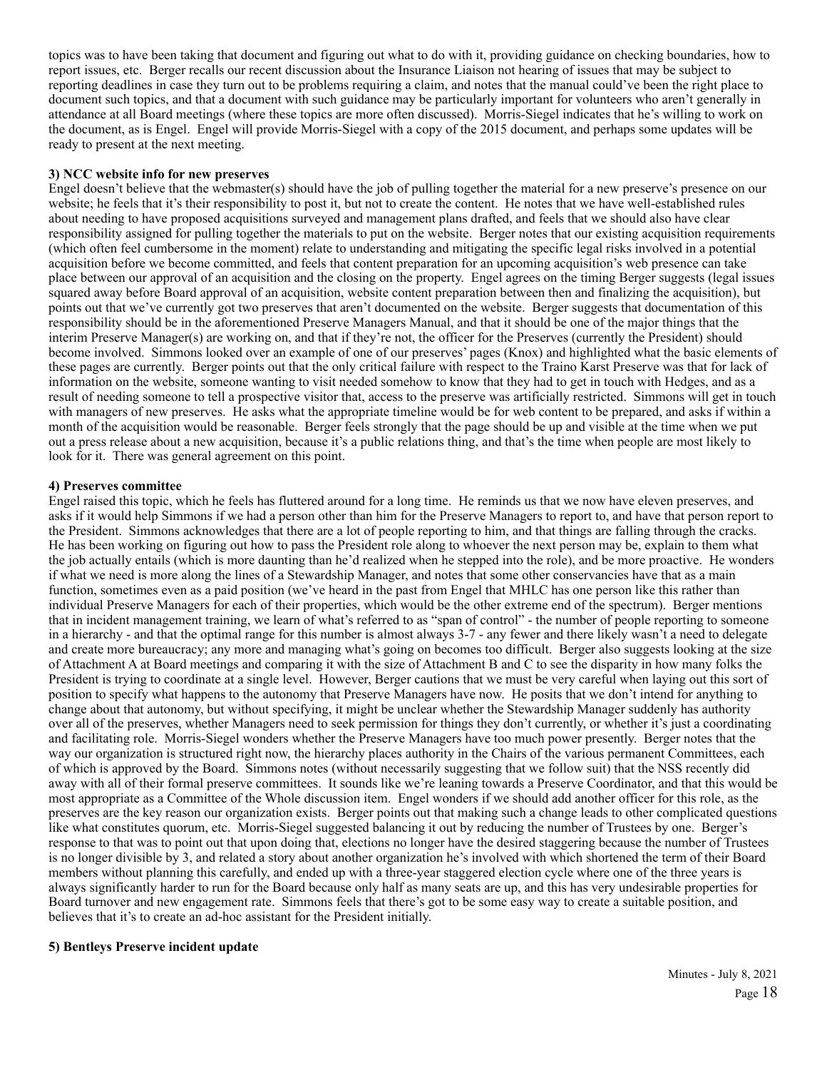topics was to have been taking that document and figuring out what to do with it, providing guidance on checking boundaries, how to report issues, etc. Berger recalls our recent discussion about the Insurance Liaison not hearing of issues that may be subject to reporting deadlines in case they turn out to be problems requiring a claim, and notes that the manual could've been the right place to document such topics, and that a document with such guidance may be particularly important for volunteers who aren't generally in attendance at all Board meetings (where these topics are more often discussed). Morris-Siegel indicates that he's willing to work on the document, as is Engel. Engel will provide Morris-Siegel with a copy of the 2015 document, and perhaps some updates will be ready to present at the next meeting.

**3) NCC website info for new preserves**

Engel doesn't believe that the webmaster(s) should have the job of pulling together the material for a new preserve's presence on our website; he feels that it's their responsibility to post it, but not to create the content. He notes that we have well-established rules about needing to have proposed acquisitions surveyed and management plans drafted, and feels that we should also have clear responsibility assigned for pulling together the materials to put on the website. Berger notes that our existing acquisition requirements (which often feel cumbersome in the moment) relate to understanding and mitigating the specific legal risks involved in a potential acquisition before we become committed, and feels that content preparation for an upcoming acquisition's web presence can take place between our approval of an acquisition and the closing on the property. Engel agrees on the timing Berger suggests (legal issues squared away before Board approval of an acquisition, website content preparation between then and finalizing the acquisition), but points out that we've currently got two preserves that aren't documented on the website. Berger suggests that documentation of this responsibility should be in the aforementioned Preserve Managers Manual, and that it should be one of the major things that the interim Preserve Manager(s) are working on, and that if they're not, the officer for the Preserves (currently the President) should become involved. Simmons looked over an example of one of our preserves' pages (Knox) and highlighted what the basic elements of these pages are currently. Berger points out that the only critical failure with respect to the Traino Karst Preserve was that for lack of information on the website, someone wanting to visit needed somehow to know that they had to get in touch with Hedges, and as a result of needing someone to tell a prospective visitor that, access to the preserve was artificially restricted. Simmons will get in touch with managers of new preserves. He asks what the appropriate timeline would be for web content to be prepared, and asks if within a month of the acquisition would be reasonable. Berger feels strongly that the page should be up and visible at the time when we put out a press release about a new acquisition, because it's a public relations thing, and that's the time when people are most likely to look for it. There was general agreement on this point.

**4) Preserves committee**

Engel raised this topic, which he feels has fluttered around for a long time. He reminds us that we now have eleven preserves, and asks if it would help Simmons if we had a person other than him for the Preserve Managers to report to, and have that person report to the President. Simmons acknowledges that there are a lot of people reporting to him, and that things are falling through the cracks. He has been working on figuring out how to pass the President role along to whoever the next person may be, explain to them what the job actually entails (which is more daunting than he'd realized when he stepped into the role), and be more proactive. He wonders if what we need is more along the lines of a Stewardship Manager, and notes that some other conservancies have that as a main function, sometimes even as a paid position (we've heard in the past from Engel that MHLC has one person like this rather than individual Preserve Managers for each of their properties, which would be the other extreme end of the spectrum). Berger mentions that in incident management training, we learn of what's referred to as "span of control" - the number of people reporting to someone in a hierarchy - and that the optimal range for this number is almost always 3-7 - any fewer and there likely wasn't a need to delegate and create more bureaucracy; any more and managing what's going on becomes too difficult. Berger also suggests looking at the size of Attachment A at Board meetings and comparing it with the size of Attachment B and C to see the disparity in how many folks the President is trying to coordinate at a single level. However, Berger cautions that we must be very careful when laying out this sort of position to specify what happens to the autonomy that Preserve Managers have now. He posits that we don't intend for anything to change about that autonomy, but without specifying, it might be unclear whether the Stewardship Manager suddenly has authority over all of the preserves, whether Managers need to seek permission for things they don't currently, or whether it's just a coordinating and facilitating role. Morris-Siegel wonders whether the Preserve Managers have too much power presently. Berger notes that the way our organization is structured right now, the hierarchy places authority in the Chairs of the various permanent Committees, each of which is approved by the Board. Simmons notes (without necessarily suggesting that we follow suit) that the NSS recently did away with all of their formal preserve committees. It sounds like we're leaning towards a Preserve Coordinator, and that this would be most appropriate as a Committee of the Whole discussion item. Engel wonders if we should add another officer for this role, as the preserves are the key reason our organization exists. Berger points out that making such a change leads to other complicated questions like what constitutes quorum, etc. Morris-Siegel suggested balancing it out by reducing the number of Trustees by one. Berger's response to that was to point out that upon doing that, elections no longer have the desired staggering because the number of Trustees is no longer divisible by 3, and related a story about another organization he's involved with which shortened the term of their Board members without planning this carefully, and ended up with a three-year staggered election cycle where one of the three years is always significantly harder to run for the Board because only half as many seats are up, and this has very undesirable properties for Board turnover and new engagement rate. Simmons feels that there's got to be some easy way to create a suitable position, and believes that it's to create an ad-hoc assistant for the President initially.

**5) Bentleys Preserve incident update**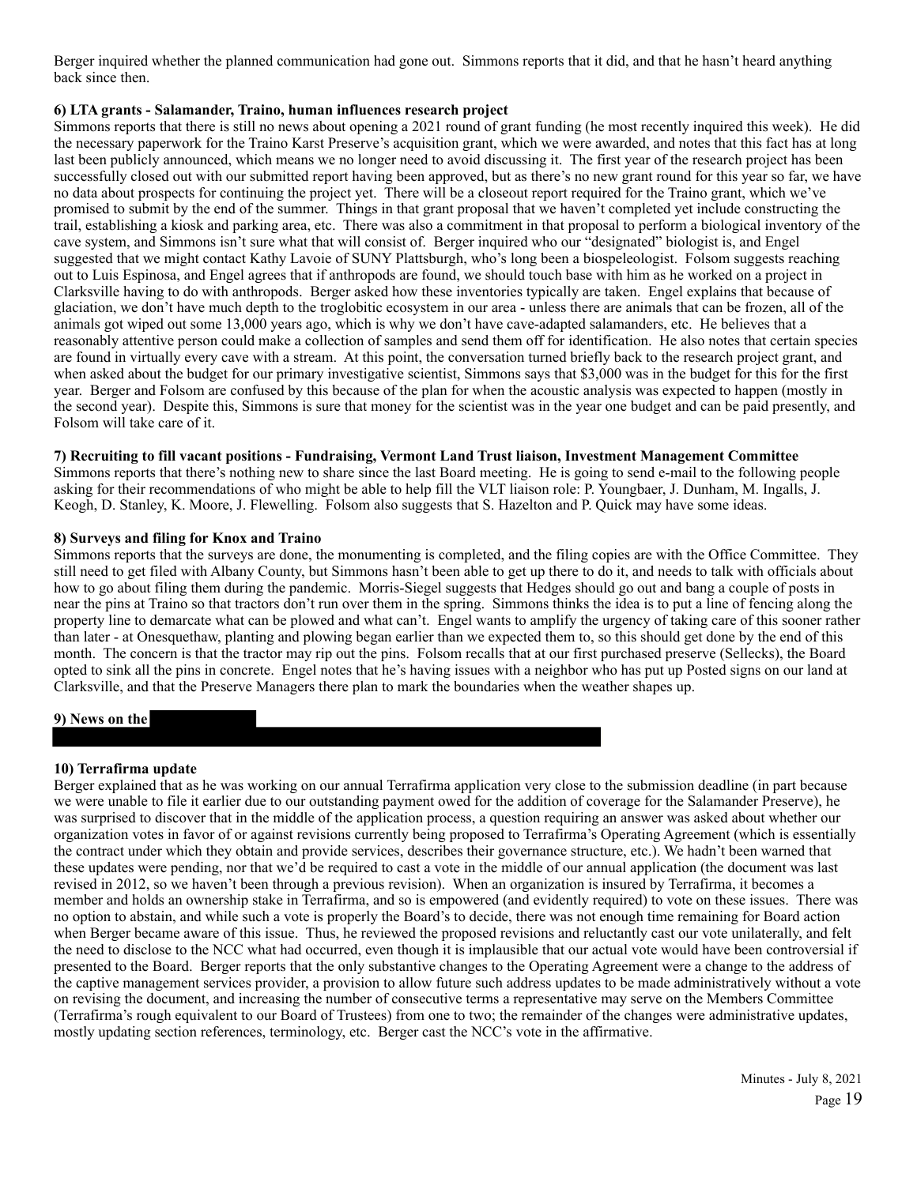Berger inquired whether the planned communication had gone out. Simmons reports that it did, and that he hasn't heard anything back since then.

**6) LTA grants - Salamander, Traino, human influences research project**

Simmons reports that there is still no news about opening a 2021 round of grant funding (he most recently inquired this week). He did the necessary paperwork for the Traino Karst Preserve's acquisition grant, which we were awarded, and notes that this fact has at long last been publicly announced, which means we no longer need to avoid discussing it. The first year of the research project has been successfully closed out with our submitted report having been approved, but as there's no new grant round for this year so far, we have no data about prospects for continuing the project yet. There will be a closeout report required for the Traino grant, which we've promised to submit by the end of the summer. Things in that grant proposal that we haven't completed yet include constructing the trail, establishing a kiosk and parking area, etc. There was also a commitment in that proposal to perform a biological inventory of the cave system, and Simmons isn't sure what that will consist of. Berger inquired who our "designated" biologist is, and Engel suggested that we might contact Kathy Lavoie of SUNY Plattsburgh, who's long been a biospeleologist. Folsom suggests reaching out to Luis Espinosa, and Engel agrees that if anthropods are found, we should touch base with him as he worked on a project in Clarksville having to do with anthropods. Berger asked how these inventories typically are taken. Engel explains that because of glaciation, we don't have much depth to the troglobitic ecosystem in our area - unless there are animals that can be frozen, all of the animals got wiped out some 13,000 years ago, which is why we don't have cave-adapted salamanders, etc. He believes that a reasonably attentive person could make a collection of samples and send them off for identification. He also notes that certain species are found in virtually every cave with a stream. At this point, the conversation turned briefly back to the research project grant, and when asked about the budget for our primary investigative scientist, Simmons says that $3,000 was in the budget for this for the first year. Berger and Folsom are confused by this because of the plan for when the acoustic analysis was expected to happen (mostly in the second year). Despite this, Simmons is sure that money for the scientist was in the year one budget and can be paid presently, and Folsom will take care of it.

**7) Recruiting to fill vacant positions - Fundraising, Vermont Land Trust liaison, Investment Management Committee**

Simmons reports that there's nothing new to share since the last Board meeting. He is going to send e-mail to the following people asking for their recommendations of who might be able to help fill the VLT liaison role: P. Youngbaer, J. Dunham, M. Ingalls, J. Keogh, D. Stanley, K. Moore, J. Flewelling. Folsom also suggests that S. Hazelton and P. Quick may have some ideas.

**8) Surveys and filing for Knox and Traino**

Simmons reports that the surveys are done, the monumenting is completed, and the filing copies are with the Office Committee. They still need to get filed with Albany County, but Simmons hasn't been able to get up there to do it, and needs to talk with officials about how to go about filing them during the pandemic. Morris-Siegel suggests that Hedges should go out and bang a couple of posts in near the pins at Traino so that tractors don't run over them in the spring. Simmons thinks the idea is to put a line of fencing along the property line to demarcate what can be plowed and what can't. Engel wants to amplify the urgency of taking care of this sooner rather than later - at Onesquethaw, planting and plowing began earlier than we expected them to, so this should get done by the end of this month. The concern is that the tractor may rip out the pins. Folsom recalls that at our first purchased preserve (Sellecks), the Board opted to sink all the pins in concrete. Engel notes that he's having issues with a neighbor who has put up Posted signs on our land at Clarksville, and that the Preserve Managers there plan to mark the boundaries when the weather shapes up.

**9) News on the**

**10) Terrafirma update**

Berger explained that as he was working on our annual Terrafirma application very close to the submission deadline (in part because we were unable to file it earlier due to our outstanding payment owed for the addition of coverage for the Salamander Preserve), he was surprised to discover that in the middle of the application process, a question requiring an answer was asked about whether our organization votes in favor of or against revisions currently being proposed to Terrafirma's Operating Agreement (which is essentially the contract under which they obtain and provide services, describes their governance structure, etc.). We hadn't been warned that these updates were pending, nor that we'd be required to cast a vote in the middle of our annual application (the document was last revised in 2012, so we haven't been through a previous revision). When an organization is insured by Terrafirma, it becomes a member and holds an ownership stake in Terrafirma, and so is empowered (and evidently required) to vote on these issues. There was no option to abstain, and while such a vote is properly the Board's to decide, there was not enough time remaining for Board action when Berger became aware of this issue. Thus, he reviewed the proposed revisions and reluctantly cast our vote unilaterally, and felt the need to disclose to the NCC what had occurred, even though it is implausible that our actual vote would have been controversial if presented to the Board. Berger reports that the only substantive changes to the Operating Agreement were a change to the address of the captive management services provider, a provision to allow future such address updates to be made administratively without a vote on revising the document, and increasing the number of consecutive terms a representative may serve on the Members Committee (Terrafirma's rough equivalent to our Board of Trustees) from one to two; the remainder of the changes were administrative updates, mostly updating section references, terminology, etc. Berger cast the NCC's vote in the affirmative.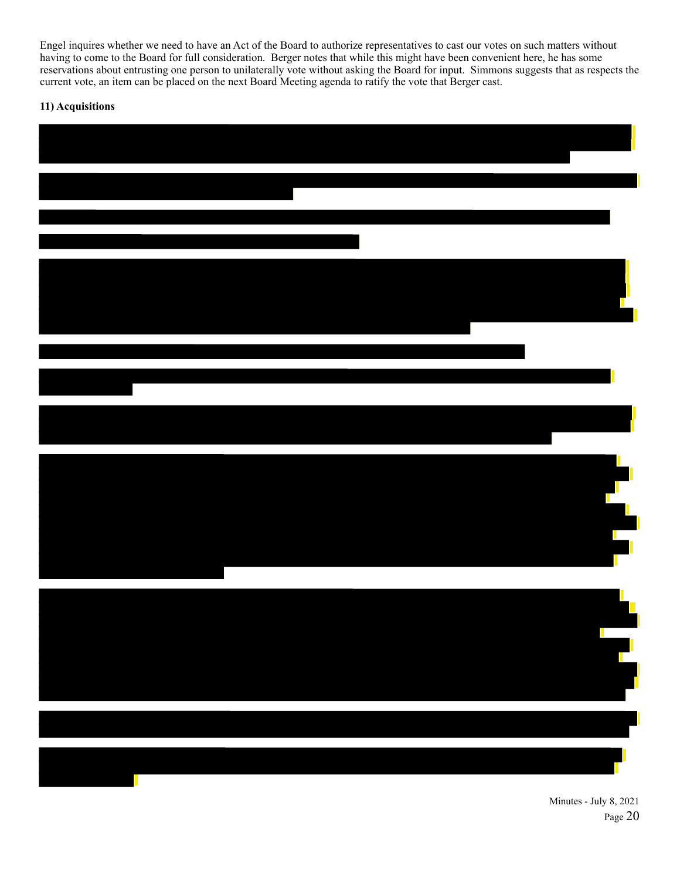Engel inquires whether we need to have an Act of the Board to authorize representatives to cast our votes on such matters without having to come to the Board for full consideration. Berger notes that while this might have been convenient here, he has some reservations about entrusting one person to unilaterally vote without asking the Board for input. Simmons suggests that as respects the current vote, an item can be placed on the next Board Meeting agenda to ratify the vote that Berger cast.

**11) Acquisitions**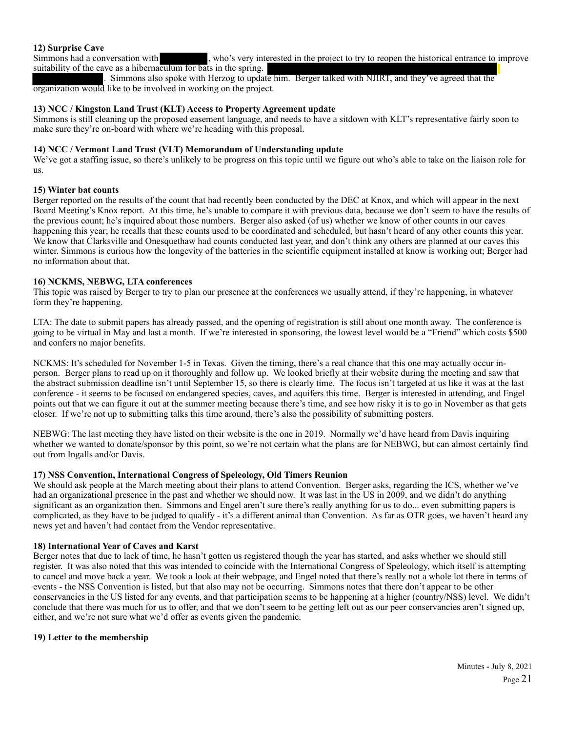**12) Surprise Cave**

Simmons had a conversation with ██████, who's very interested in the project to try to reopen the historical entrance to improve suitability of the cave as a hibernaculum for bats in the spring. ██████████████████████████████ ██████. Simmons also spoke with Herzog to update him. Berger talked with NJIRT, and they've agreed that the organization would like to be involved in working on the project.

**13) NCC / Kingston Land Trust (KLT) Access to Property Agreement update**

Simmons is still cleaning up the proposed easement language, and needs to have a sitdown with KLT's representative fairly soon to make sure they're on-board with where we're heading with this proposal.

**14) NCC / Vermont Land Trust (VLT) Memorandum of Understanding update**

We've got a staffing issue, so there's unlikely to be progress on this topic until we figure out who's able to take on the liaison role for us.

**15) Winter bat counts**

Berger reported on the results of the count that had recently been conducted by the DEC at Knox, and which will appear in the next Board Meeting's Knox report. At this time, he's unable to compare it with previous data, because we don't seem to have the results of the previous count; he's inquired about those numbers. Berger also asked (of us) whether we know of other counts in our caves happening this year; he recalls that these counts used to be coordinated and scheduled, but hasn't heard of any other counts this year. We know that Clarksville and Onesquethaw had counts conducted last year, and don't think any others are planned at our caves this winter. Simmons is curious how the longevity of the batteries in the scientific equipment installed at know is working out; Berger had no information about that.

**16) NCKMS, NEBWG, LTA conferences**

This topic was raised by Berger to try to plan our presence at the conferences we usually attend, if they're happening, in whatever form they're happening.

LTA: The date to submit papers has already passed, and the opening of registration is still about one month away. The conference is going to be virtual in May and last a month. If we're interested in sponsoring, the lowest level would be a "Friend" which costs $500 and confers no major benefits.

NCKMS: It's scheduled for November 1-5 in Texas. Given the timing, there's a real chance that this one may actually occur in-person. Berger plans to read up on it thoroughly and follow up. We looked briefly at their website during the meeting and saw that the abstract submission deadline isn't until September 15, so there is clearly time. The focus isn't targeted at us like it was at the last conference - it seems to be focused on endangered species, caves, and aquifers this time. Berger is interested in attending, and Engel points out that we can figure it out at the summer meeting because there's time, and see how risky it is to go in November as that gets closer. If we're not up to submitting talks this time around, there's also the possibility of submitting posters.

NEBWG: The last meeting they have listed on their website is the one in 2019. Normally we'd have heard from Davis inquiring whether we wanted to donate/sponsor by this point, so we're not certain what the plans are for NEBWG, but can almost certainly find out from Ingalls and/or Davis.

**17) NSS Convention, International Congress of Speleology, Old Timers Reunion**

We should ask people at the March meeting about their plans to attend Convention. Berger asks, regarding the ICS, whether we've had an organizational presence in the past and whether we should now. It was last in the US in 2009, and we didn't do anything significant as an organization then. Simmons and Engel aren't sure there's really anything for us to do... even submitting papers is complicated, as they have to be judged to qualify - it's a different animal than Convention. As far as OTR goes, we haven't heard any news yet and haven't had contact from the Vendor representative.

**18) International Year of Caves and Karst**

Berger notes that due to lack of time, he hasn't gotten us registered though the year has started, and asks whether we should still register. It was also noted that this was intended to coincide with the International Congress of Speleology, which itself is attempting to cancel and move back a year. We took a look at their webpage, and Engel noted that there's really not a whole lot there in terms of events - the NSS Convention is listed, but that also may not be occurring. Simmons notes that there don't appear to be other conservancies in the US listed for any events, and that participation seems to be happening at a higher (country/NSS) level. We didn't conclude that there was much for us to offer, and that we don't seem to be getting left out as our peer conservancies aren't signed up, either, and we're not sure what we'd offer as events given the pandemic.

**19) Letter to the membership**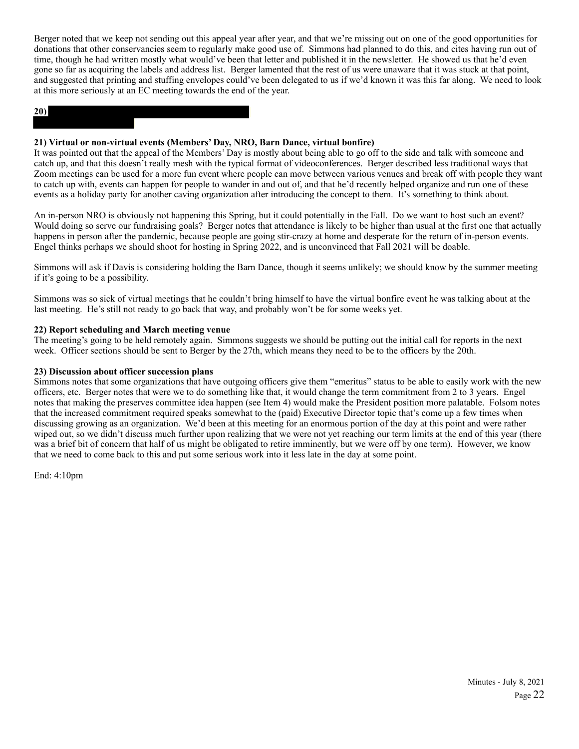Berger noted that we keep not sending out this appeal year after year, and that we're missing out on one of the good opportunities for donations that other conservancies seem to regularly make good use of. Simmons had planned to do this, and cites having run out of time, though he had written mostly what would've been that letter and published it in the newsletter. He showed us that he'd even gone so far as acquiring the labels and address list. Berger lamented that the rest of us were unaware that it was stuck at that point, and suggested that printing and stuffing envelopes could've been delegated to us if we'd known it was this far along. We need to look at this more seriously at an EC meeting towards the end of the year.

**20)**

**21) Virtual or non-virtual events (Members' Day, NRO, Barn Dance, virtual bonfire)**

It was pointed out that the appeal of the Members' Day is mostly about being able to go off to the side and talk with someone and catch up, and that this doesn't really mesh with the typical format of videoconferences. Berger described less traditional ways that Zoom meetings can be used for a more fun event where people can move between various venues and break off with people they want to catch up with, events can happen for people to wander in and out of, and that he'd recently helped organize and run one of these events as a holiday party for another caving organization after introducing the concept to them. It's something to think about.

An in-person NRO is obviously not happening this Spring, but it could potentially in the Fall. Do we want to host such an event? Would doing so serve our fundraising goals? Berger notes that attendance is likely to be higher than usual at the first one that actually happens in person after the pandemic, because people are going stir-crazy at home and desperate for the return of in-person events. Engel thinks perhaps we should shoot for hosting in Spring 2022, and is unconvinced that Fall 2021 will be doable.

Simmons will ask if Davis is considering holding the Barn Dance, though it seems unlikely; we should know by the summer meeting if it's going to be a possibility.

Simmons was so sick of virtual meetings that he couldn't bring himself to have the virtual bonfire event he was talking about at the last meeting. He's still not ready to go back that way, and probably won't be for some weeks yet.

**22) Report scheduling and March meeting venue**

The meeting's going to be held remotely again. Simmons suggests we should be putting out the initial call for reports in the next week. Officer sections should be sent to Berger by the 27th, which means they need to be to the officers by the 20th.

**23) Discussion about officer succession plans**

Simmons notes that some organizations that have outgoing officers give them "emeritus" status to be able to easily work with the new officers, etc. Berger notes that were we to do something like that, it would change the term commitment from 2 to 3 years. Engel notes that making the preserves committee idea happen (see Item 4) would make the President position more palatable. Folsom notes that the increased commitment required speaks somewhat to the (paid) Executive Director topic that's come up a few times when discussing growing as an organization. We'd been at this meeting for an enormous portion of the day at this point and were rather wiped out, so we didn't discuss much further upon realizing that we were not yet reaching our term limits at the end of this year (there was a brief bit of concern that half of us might be obligated to retire imminently, but we were off by one term). However, we know that we need to come back to this and put some serious work into it less late in the day at some point.

End: 4:10pm